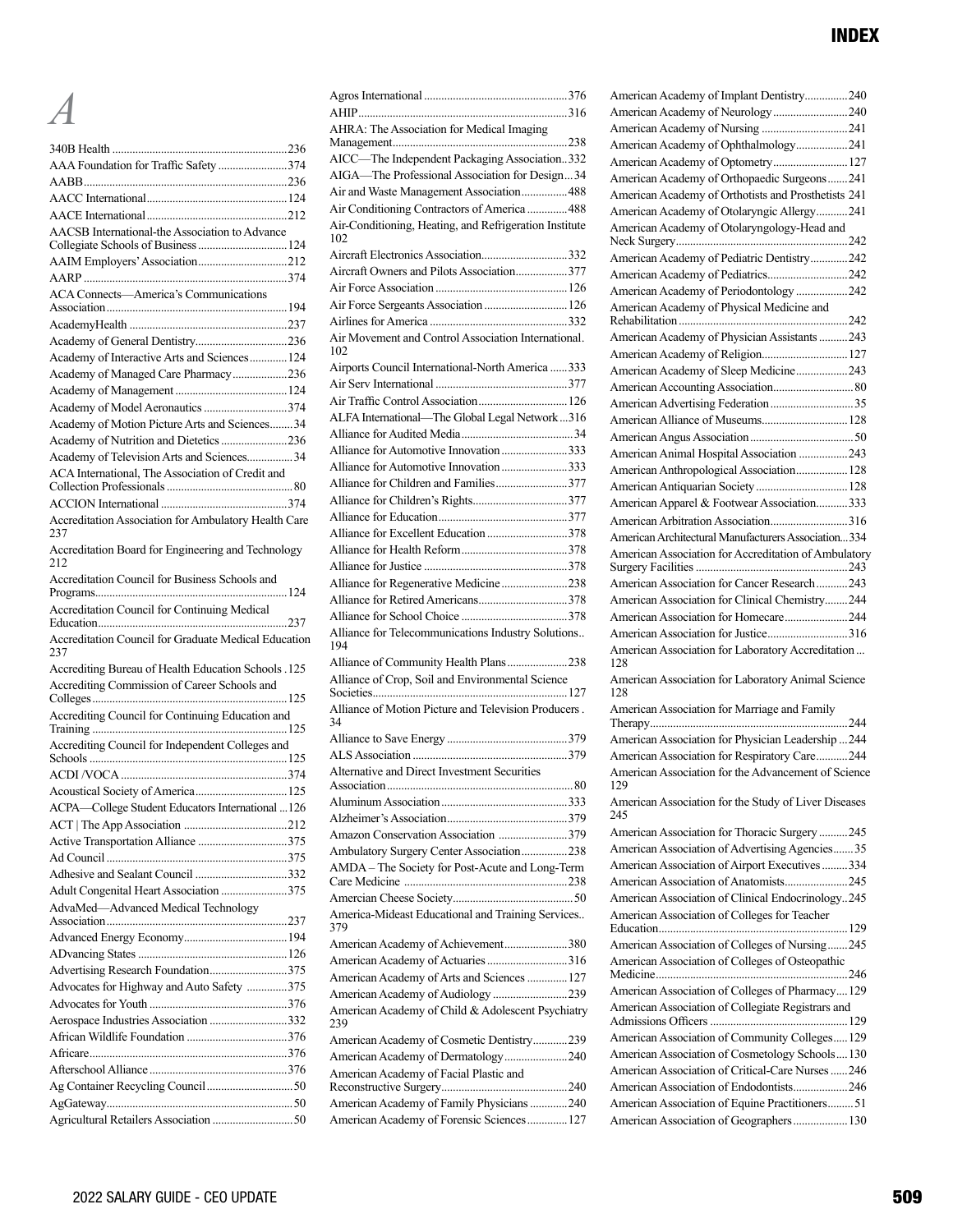# INDEX

## A

340B Health ............ 236
AAA Foundation for Traffic Safety ............ 374
AABB ............ 236
AACC International ............ 124
AACE International ............ 212
AACSB International-the Association to Advance Collegiate Schools of Business ............ 124
AAIM Employers' Association ............ 212
AARP ............ 374
ACA Connects—America's Communications Association ............ 194
AcademyHealth ............ 237
Academy of General Dentistry ............ 236
Academy of Interactive Arts and Sciences ............ 124
Academy of Managed Care Pharmacy ............ 236
Academy of Management ............ 124
Academy of Model Aeronautics ............ 374
Academy of Motion Picture Arts and Sciences ............ 34
Academy of Nutrition and Dietetics ............ 236
Academy of Television Arts and Sciences ............ 34
ACA International, The Association of Credit and Collection Professionals ............ 80
ACCION International ............ 374
Accreditation Association for Ambulatory Health Care 237
Accreditation Board for Engineering and Technology 212
Accreditation Council for Business Schools and Programs ............ 124
Accreditation Council for Continuing Medical Education ............ 237
Accreditation Council for Graduate Medical Education 237
Accrediting Bureau of Health Education Schools ............ 125
Accrediting Commission of Career Schools and Colleges ............ 125
Accrediting Council for Continuing Education and Training ............ 125
Accrediting Council for Independent Colleges and Schools ............ 125
ACDI /VOCA ............ 374
Acoustical Society of America ............ 125
ACPA—College Student Educators International ............ 126
ACT | The App Association ............ 212
Active Transportation Alliance ............ 375
Ad Council ............ 375
Adhesive and Sealant Council ............ 332
Adult Congenital Heart Association ............ 375
AdvaMed—Advanced Medical Technology Association ............ 237
Advanced Energy Economy ............ 194
ADvancing States ............ 126
Advertising Research Foundation ............ 375
Advocates for Highway and Auto Safety ............ 375
Advocates for Youth ............ 376
Aerospace Industries Association ............ 332
African Wildlife Foundation ............ 376
Africare ............ 376
Afterschool Alliance ............ 376
Ag Container Recycling Council ............ 50
AgGateway ............ 50
Agricultural Retailers Association ............ 50
Agros International ............ 376
AHIP ............ 316
AHRA: The Association for Medical Imaging Management ............ 238
AICC—The Independent Packaging Association ............ 332
AIGA—The Professional Association for Design ............ 34
Air and Waste Management Association ............ 488
Air Conditioning Contractors of America ............ 488
Air-Conditioning, Heating, and Refrigeration Institute 102
Aircraft Electronics Association ............ 332
Aircraft Owners and Pilots Association ............ 377
Air Force Association ............ 126
Air Force Sergeants Association ............ 126
Airlines for America ............ 332
Air Movement and Control Association International. 102
Airports Council International-North America ............ 333
Air Serv International ............ 377
Air Traffic Control Association ............ 126
ALFA International—The Global Legal Network ............ 316
Alliance for Audited Media ............ 34
Alliance for Automotive Innovation ............ 333
Alliance for Automotive Innovation ............ 333
Alliance for Children and Families ............ 377
Alliance for Children's Rights ............ 377
Alliance for Education ............ 377
Alliance for Excellent Education ............ 378
Alliance for Health Reform ............ 378
Alliance for Justice ............ 378
Alliance for Regenerative Medicine ............ 238
Alliance for Retired Americans ............ 378
Alliance for School Choice ............ 378
Alliance for Telecommunications Industry Solutions.. 194
Alliance of Community Health Plans ............ 238
Alliance of Crop, Soil and Environmental Science Societies ............ 127
Alliance of Motion Picture and Television Producers . 34
Alliance to Save Energy ............ 379
ALS Association ............ 379
Alternative and Direct Investment Securities Association ............ 80
Aluminum Association ............ 333
Alzheimer's Association ............ 379
Amazon Conservation Association ............ 379
Ambulatory Surgery Center Association ............ 238
AMDA – The Society for Post-Acute and Long-Term Care Medicine ............ 238
Amercian Cheese Society ............ 50
America-Mideast Educational and Training Services.. 379
American Academy of Achievement ............ 380
American Academy of Actuaries ............ 316
American Academy of Arts and Sciences ............ 127
American Academy of Audiology ............ 239
American Academy of Child & Adolescent Psychiatry 239
American Academy of Cosmetic Dentistry ............ 239
American Academy of Dermatology ............ 240
American Academy of Facial Plastic and Reconstructive Surgery ............ 240
American Academy of Family Physicians ............ 240
American Academy of Forensic Sciences ............ 127
American Academy of Implant Dentistry ............ 240
American Academy of Neurology ............ 240
American Academy of Nursing ............ 241
American Academy of Ophthalmology ............ 241
American Academy of Optometry ............ 127
American Academy of Orthopaedic Surgeons ............ 241
American Academy of Orthotists and Prosthetists 241
American Academy of Otolaryngic Allergy ............ 241
American Academy of Otolaryngology-Head and Neck Surgery ............ 242
American Academy of Pediatric Dentistry ............ 242
American Academy of Pediatrics ............ 242
American Academy of Periodontology ............ 242
American Academy of Physical Medicine and Rehabilitation ............ 242
American Academy of Physician Assistants ............ 243
American Academy of Religion ............ 127
American Academy of Sleep Medicine ............ 243
American Accounting Association ............ 80
American Advertising Federation ............ 35
American Alliance of Museums ............ 128
American Angus Association ............ 50
American Animal Hospital Association ............ 243
American Anthropological Association ............ 128
American Antiquarian Society ............ 128
American Apparel & Footwear Association ............ 333
American Arbitration Association ............ 316
American Architectural Manufacturers Association ............ 334
American Association for Accreditation of Ambulatory Surgery Facilities ............ 243
American Association for Cancer Research ............ 243
American Association for Clinical Chemistry ............ 244
American Association for Homecare ............ 244
American Association for Justice ............ 316
American Association for Laboratory Accreditation ... 128
American Association for Laboratory Animal Science 128
American Association for Marriage and Family Therapy ............ 244
American Association for Physician Leadership ............ 244
American Association for Respiratory Care ............ 244
American Association for the Advancement of Science 129
American Association for the Study of Liver Diseases 245
American Association for Thoracic Surgery ............ 245
American Association of Advertising Agencies ............ 35
American Association of Airport Executives ............ 334
American Association of Anatomists ............ 245
American Association of Clinical Endocrinology ............ 245
American Association of Colleges for Teacher Education ............ 129
American Association of Colleges of Nursing ............ 245
American Association of Colleges of Osteopathic Medicine ............ 246
American Association of Colleges of Pharmacy ............ 129
American Association of Collegiate Registrars and Admissions Officers ............ 129
American Association of Community Colleges ............ 129
American Association of Cosmetology Schools ............ 130
American Association of Critical-Care Nurses ............ 246
American Association of Endodontists ............ 246
American Association of Equine Practitioners ............ 51
American Association of Geographers ............ 130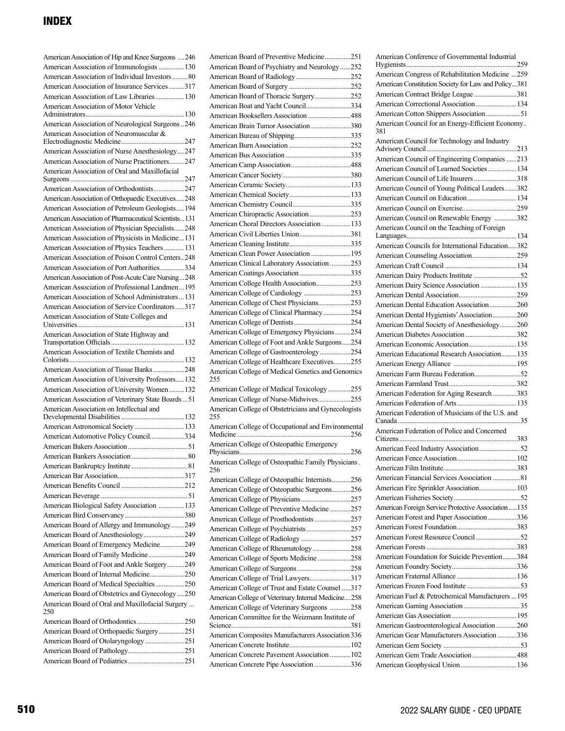# INDEX

American Association of Hip and Knee Surgeons ....246
American Association of Immunologists ...............130
American Association of Individual Investors.........80
American Association of Insurance Services.........317
American Association of Law Libraries.................130
American Association of Motor Vehicle Administrators.........................................................130
American Association of Neurological Surgeons ..246
American Association of Neuromuscular & Electrodiagnostic Medicine....................................247
American Association of Nurse Anesthesiology....247
American Association of Nurse Practitioners.........247
American Association of Oral and Maxillofacial Surgeons..................................................................247
American Association of Orthodontists..................247
American Association of Orthopaedic Executives.....248
American Association of Petroleum Geologists.....194
American Association of Pharmaceutical Scientists...131
American Association of Physician Specialists......248
American Association of Physicists in Medicine...131
American Association of Physics Teachers............131
American Association of Poison Control Centers..248
American Association of Port Authorities..............334
American Association of Post-Acute Care Nursing...248
American Association of Professional Landmen...195
American Association of School Administrators...131
American Association of Service Coordinators .....317
American Association of State Colleges and Universities..............................................................131
American Association of State Highway and Transportation Officials..........................................132
American Association of Textile Chemists and Colorists...................................................................132
American Association of Tissue Banks ..................248
American Association of University Professors.....132
American Association of University Women.........132
American Association of Veterinary State Boards...51
American Association on Intellectual and Developmental Disabilities ....................................132
American Astronomical Society .............................133
American Automotive Policy Council....................334
American Bakers Association ..................................51
American Bankers Association ................................80
American Bankruptcy Institute .................................81
American Bar Association......................................317
American Benefits Council ....................................212
American Beverage ..................................................51
American Biological Safety Association ...............133
American Bird Conservancy..................................380
American Board of Allergy and Immunology........249
American Board of Anesthesiology........................249
American Board of Emergency Medicine..............249
American Board of Family Medicine.....................249
American Board of Foot and Ankle Surgery..........249
American Board of Internal Medicine....................250
American Board of Medical Specialties.................250
American Board of Obstetrics and Gynecology ....250
American Board of Oral and Maxillofacial Surgery ... 250
American Board of Orthodontics...........................250
American Board of Orthopaedic Surgery...............251
American Board of Otolaryngology.......................251
American Board of Pathology.................................251
American Board of Pediatrics ................................251
American Board of Preventive Medicine...............251
American Board of Psychiatry and Neurology......252
American Board of Radiology................................252
American Board of Surgery ...................................252
American Board of Thoracic Surgery....................252
American Boat and Yacht Council..........................334
American Booksellers Association .........................488
American Brain Tumor Association .......................380
American Bureau of Shipping.................................335
American Burn Association ....................................252
American Bus Association ......................................335
American Camp Association...................................488
American Cancer Society........................................380
American Ceramic Society......................................133
American Chemical Society....................................133
American Chemistry Council..................................335
American Chiropractic Association........................253
American Choral Directors Association.................133
American Civil Liberties Union..............................381
American Cleaning Institute....................................335
American Clean Power Association .......................195
American Clinical Laboratory Association ............253
American Coatings Association .............................335
American College Health Association....................253
American College of Cardiology ...........................253
American College of Chest Physicians...................253
American College of Clinical Pharmacy................254
American College of Dentists .................................254
American College of Emergency Physicians .........254
American College of Foot and Ankle Surgeons.....254
American College of Gastroenterology..................254
American College of Healthcare Executives..........255
American College of Medical Genetics and Genomics 255
American College of Medical Toxicology .............255
American College of Nurse-Midwives...................255
American College of Obstetricians and Gynecologists 255
American College of Occupational and Environmental Medicine.................................................................256
American College of Osteopathic Emergency Physicians................................................................256
American College of Osteopathic Family Physicians . 256
American College of Osteopathic Internists...........256
American College of Osteopathic Surgeons...........256
American College of Physicians.............................257
American College of Preventive Medicine ............257
American College of Prosthodontists ....................257
American College of Psychiatrists..........................257
American College of Radiology .............................257
American College of Rheumatology ......................258
American College of Sports Medicine ...................258
American College of Surgeons ...............................258
American College of Trial Lawyers........................317
American College of Trust and Estate Counsel ......317
American College of Veterinary Internal Medicine....258
American College of Veterinary Surgeons ............258
American Committee for the Weizmann Institute of Science....................................................................381
American Composites Manufacturers Association 336
American Concrete Institute....................................102
American Concrete Pavement Association ............102
American Concrete Pipe Association .....................336
American Conference of Governmental Industrial Hygienists................................................................259
American Congress of Rehabilitation Medicine ...259
American Constitution Society for Law and Policy...381
American Contract Bridge League .........................381
American Correctional Association........................134
American Cotton Shippers Association....................51
American Council for an Energy-Efficient Economy.. 381
American Council for Technology and Industry Advisory Council....................................................213
American Council of Engineering Companies ......213
American Council of Learned Societies.................134
American Council of Life Insurers .........................318
American Council of Young Political Leaders.......382
American Council on Education.............................134
American Council on Exercise................................259
American Council on Renewable Energy .............382
American Council on the Teaching of Foreign Languages................................................................134
American Councils for International Education.....382
American Counseling Association..........................259
American Craft Council ..........................................134
American Dairy Products Institute ...........................52
American Dairy Science Association .....................135
American Dental Association..................................259
American Dental Education Association................260
American Dental Hygienists' Association..............260
American Dental Society of Anesthesiology..........260
American Diabetes Association ..............................382
American Economic Association............................135
American Educational Research Association.........135
American Energy Alliance .....................................195
American Farm Bureau Federation...........................52
American Farmland Trust........................................382
American Federation for Aging Research ..............383
American Federation of Arts..................................135
American Federation of Musicians of the U.S. and Canada.......................................................................35
American Federation of Police and Concerned Citizens....................................................................383
American Feed Industry Association........................52
American Fence Association...................................102
American Film Institute...........................................383
American Financial Services Association ................81
American Fire Sprinkler Association......................103
American Fisheries Society.......................................52
American Foreign Service Protective Association.....135
American Forest and Paper Association.................336
American Forest Foundation...................................383
American Forest Resource Council..........................52
American Forests.....................................................383
American Foundation for Suicide Prevention........384
American Foundry Society......................................336
American Fraternal Alliance ...................................136
American Frozen Food Institute ...............................53
American Fuel & Petrochemical Manufacturers ...195
American Gaming Association .................................35
American Gas Association ......................................195
American Gastroenterological Association ............260
American Gear Manufacturers Association ...........336
American Gem Society .............................................53
American Gem Trade Association ..........................488
American Geophysical Union.................................136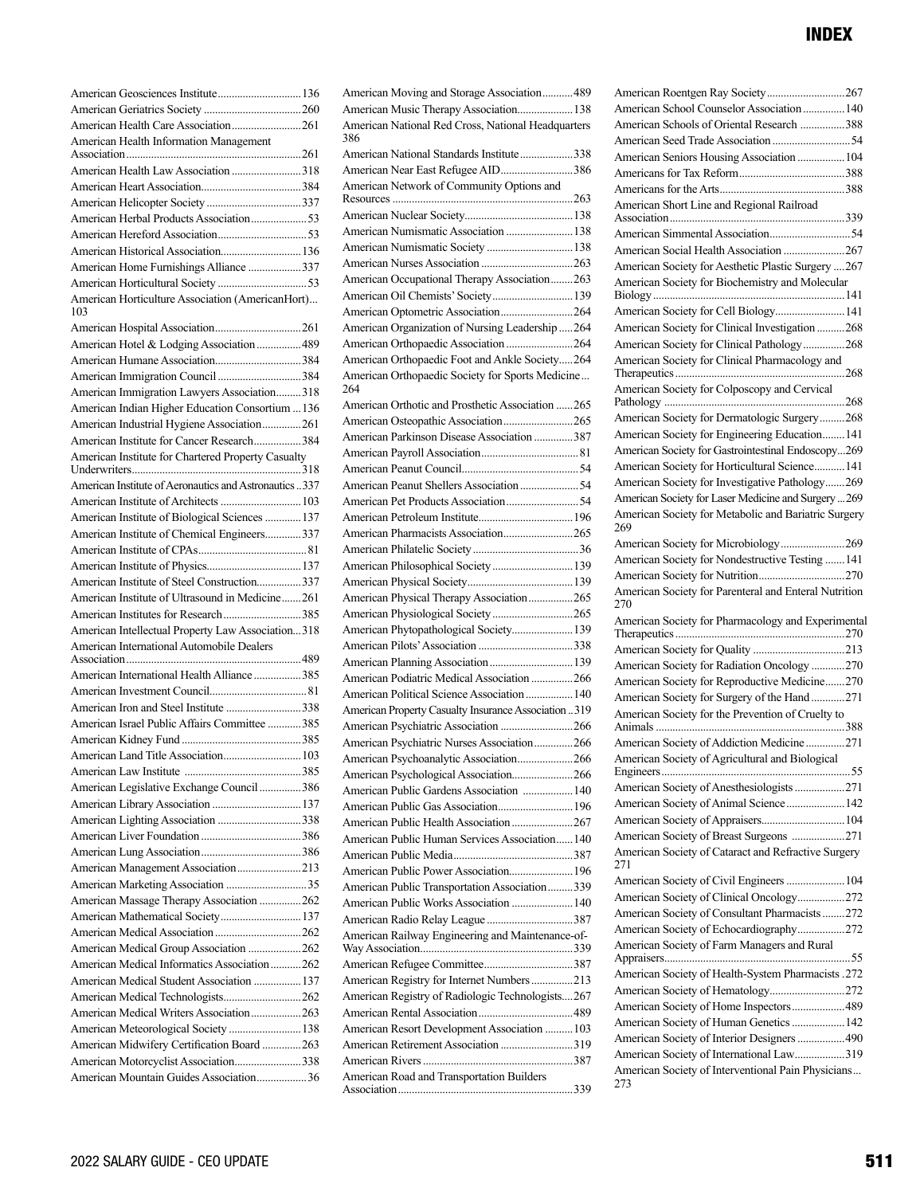# INDEX

American Geosciences Institute .............................. 136
American Geriatrics Society .................................. 260
American Health Care Association ......................... 261
American Health Information Management Association ............................................................. 261
American Health Law Association ......................... 318
American Heart Association ................................... 384
American Helicopter Society .................................. 337
American Herbal Products Association .................... 53
American Hereford Association ............................... 53
American Historical Association ............................ 136
American Home Furnishings Alliance ................... 337
American Horticultural Society ................................ 53
American Horticulture Association (AmericanHort)... 103
American Hospital Association .............................. 261
American Hotel & Lodging Association ................ 489
American Humane Association .............................. 384
American Immigration Council .............................. 384
American Immigration Lawyers Association ......... 318
American Indian Higher Education Consortium .... 136
American Industrial Hygiene Association .............. 261
American Institute for Cancer Research ................. 384
American Institute for Chartered Property Casualty Underwriters ........................................................... 318
American Institute of Aeronautics and Astronautics .. 337
American Institute of Architects ............................ 103
American Institute of Biological Sciences ............. 137
American Institute of Chemical Engineers ............. 337
American Institute of CPAs ...................................... 81
American Institute of Physics ................................. 137
American Institute of Steel Construction ................ 337
American Institute of Ultrasound in Medicine ....... 261
American Institutes for Research ........................... 385
American Intellectual Property Law Association ... 318
American International Automobile Dealers Association ............................................................. 489
American International Health Alliance ................ 385
American Investment Council .................................. 81
American Iron and Steel Institute ........................... 338
American Israel Public Affairs Committee ............ 385
American Kidney Fund ........................................... 385
American Land Title Association ........................... 103
American Law Institute ......................................... 385
American Legislative Exchange Council ............... 386
American Library Association ............................... 137
American Lighting Association ............................. 338
American Liver Foundation .................................... 386
American Lung Association ................................... 386
American Management Association ...................... 213
American Marketing Association ............................. 35
American Massage Therapy Association ............... 262
American Mathematical Society ............................. 137
American Medical Association ............................... 262
American Medical Group Association ................... 262
American Medical Informatics Association ........... 262
American Medical Student Association ................. 137
American Medical Technologists ............................ 262
American Medical Writers Association .................. 263
American Meteorological Society .......................... 138
American Midwifery Certification Board .............. 263
American Motorcyclist Association ........................ 338
American Mountain Guides Association .................. 36
American Moving and Storage Association ........... 489
American Music Therapy Association .................... 138
American National Red Cross, National Headquarters 386
American National Standards Institute ................... 338
American Near East Refugee AID .......................... 386
American Network of Community Options and Resources ................................................................ 263
American Nuclear Society ...................................... 138
American Numismatic Association ........................ 138
American Numismatic Society ............................... 138
American Nurses Association ................................. 263
American Occupational Therapy Association ........ 263
American Oil Chemists' Society ............................. 139
American Optometric Association .......................... 264
American Organization of Nursing Leadership ..... 264
American Orthopaedic Association ........................ 264
American Orthopaedic Foot and Ankle Society ..... 264
American Orthopaedic Society for Sports Medicine ... 264
American Orthotic and Prosthetic Association ...... 265
American Osteopathic Association ......................... 265
American Parkinson Disease Association .............. 387
American Payroll Association .................................. 81
American Peanut Council .......................................... 54
American Peanut Shellers Association ..................... 54
American Pet Products Association .......................... 54
American Petroleum Institute ................................. 196
American Pharmacists Association ......................... 265
American Philatelic Society ...................................... 36
American Philosophical Society ............................. 139
American Physical Society ..................................... 139
American Physical Therapy Association ................ 265
American Physiological Society ............................. 265
American Phytopathological Society ...................... 139
American Pilots' Association ................................. 338
American Planning Association .............................. 139
American Podiatric Medical Association ............... 266
American Political Science Association ................. 140
American Property Casualty Insurance Association .. 319
American Psychiatric Association .......................... 266
American Psychiatric Nurses Association .............. 266
American Psychoanalytic Association .................... 266
American Psychological Association ...................... 266
American Public Gardens Association ................. 140
American Public Gas Association ........................... 196
American Public Health Association ...................... 267
American Public Human Services Association ...... 140
American Public Media ........................................... 387
American Public Power Association ....................... 196
American Public Transportation Association ......... 339
American Public Works Association ...................... 140
American Radio Relay League ............................... 387
American Railway Engineering and Maintenance-of-Way Association ..................................................... 339
American Refugee Committee ................................ 387
American Registry for Internet Numbers ............... 213
American Registry of Radiologic Technologists .... 267
American Rental Association ................................. 489
American Resort Development Association .......... 103
American Retirement Association .......................... 319
American Rivers ..................................................... 387
American Road and Transportation Builders Association ............................................................. 339
American Roentgen Ray Society ............................ 267
American School Counselor Association ............... 140
American Schools of Oriental Research ................ 388
American Seed Trade Association ............................ 54
American Seniors Housing Association ................. 104
Americans for Tax Reform ..................................... 388
Americans for the Arts ............................................ 388
American Short Line and Regional Railroad Association ............................................................. 339
American Simmental Association ............................. 54
American Social Health Association ...................... 267
American Society for Aesthetic Plastic Surgery .... 267
American Society for Biochemistry and Molecular Biology .................................................................... 141
American Society for Cell Biology ......................... 141
American Society for Clinical Investigation .......... 268
American Society for Clinical Pathology ............... 268
American Society for Clinical Pharmacology and Therapeutics ............................................................ 268
American Society for Colposcopy and Cervical Pathology ................................................................ 268
American Society for Dermatologic Surgery ......... 268
American Society for Engineering Education ........ 141
American Society for Gastrointestinal Endoscopy ... 269
American Society for Horticultural Science ........... 141
American Society for Investigative Pathology ....... 269
American Society for Laser Medicine and Surgery ... 269
American Society for Metabolic and Bariatric Surgery 269
American Society for Microbiology ....................... 269
American Society for Nondestructive Testing ....... 141
American Society for Nutrition ............................... 270
American Society for Parenteral and Enteral Nutrition 270
American Society for Pharmacology and Experimental Therapeutics ............................................................ 270
American Society for Quality ................................. 213
American Society for Radiation Oncology ............ 270
American Society for Reproductive Medicine ....... 270
American Society for Surgery of the Hand ............ 271
American Society for the Prevention of Cruelty to Animals ................................................................... 388
American Society of Addiction Medicine .............. 271
American Society of Agricultural and Biological Engineers ................................................................... 55
American Society of Anesthesiologists .................. 271
American Society of Animal Science ..................... 142
American Society of Appraisers ............................. 104
American Society of Breast Surgeons ................... 271
American Society of Cataract and Refractive Surgery 271
American Society of Civil Engineers ..................... 104
American Society of Clinical Oncology ................. 272
American Society of Consultant Pharmacists ........ 272
American Society of Echocardiography ................. 272
American Society of Farm Managers and Rural Appraisers .................................................................. 55
American Society of Health-System Pharmacists . 272
American Society of Hematology ........................... 272
American Society of Home Inspectors ................... 489
American Society of Human Genetics ................... 142
American Society of Interior Designers ................. 490
American Society of International Law .................. 319
American Society of Interventional Pain Physicians... 273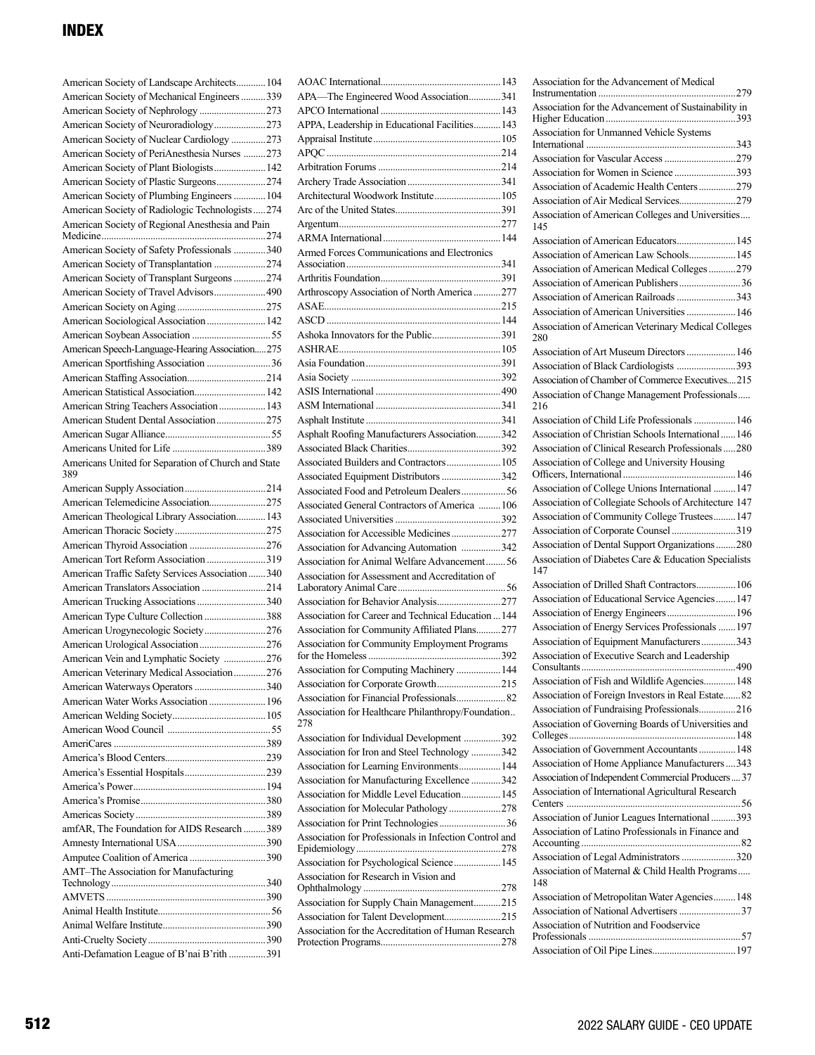# INDEX

American Society of Landscape Architects............104
American Society of Mechanical Engineers ..........339
American Society of Nephrology ...........................273
American Society of Neuroradiology.....................273
American Society of Nuclear Cardiology ..............273
American Society of PeriAnesthesia Nurses .........273
American Society of Plant Biologists.....................142
American Society of Plastic Surgeons....................274
American Society of Plumbing Engineers .............104
American Society of Radiologic Technologists .....274
American Society of Regional Anesthesia and Pain Medicine..................................................................274
American Society of Safety Professionals .............340
American Society of Transplantation .....................274
American Society of Transplant Surgeons .............274
American Society of Travel Advisors.....................490
American Society on Aging ....................................275
American Sociological Association ........................142
American Soybean Association ................................55
American Speech-Language-Hearing Association.....275
American Sportfishing Association ..........................36
American Staffing Association................................214
American Statistical Association.............................142
American String Teachers Association...................143
American Student Dental Association ....................275
American Sugar Alliance...........................................55
Americans United for Life ......................................389
Americans United for Separation of Church and State 389
American Supply Association .................................214
American Telemedicine Association.......................275
American Theological Library Association............143
American Thoracic Society ......................................275
American Thyroid Association ...............................276
American Tort Reform Association ........................319
American Traffic Safety Services Association .......340
American Translators Association ..........................214
American Trucking Associations ............................340
American Type Culture Collection .........................388
American Urogynecologic Society.........................276
American Urological Association...........................276
American Vein and Lymphatic Society .................276
American Veterinary Medical Association.............276
American Waterways Operators ............................340
American Water Works Association .......................196
American Welding Society......................................105
American Wood Council ..........................................55
AmeriCares .............................................................389
America's Blood Centers.........................................239
America's Essential Hospitals.................................239
America's Power.....................................................194
America's Promise...................................................380
Americas Society ....................................................389
amfAR, The Foundation for AIDS Research .........389
Amnesty International USA ...................................390
Amputee Coalition of America ...............................390
AMT–The Association for Manufacturing Technology..............................................................340
AMVETS ................................................................390
Animal Health Institute..............................................56
Animal Welfare Institute..........................................390
Anti-Cruelty Society................................................390
Anti-Defamation League of B'nai B'rith ...............391
AOAC International.................................................143
APA—The Engineered Wood Association.............341
APCO International .................................................143
APPA, Leadership in Educational Facilities...........143
Appraisal Institute....................................................105
APQC ......................................................................214
Arbitration Forums ..................................................214
Archery Trade Association .....................................341
Architectural Woodwork Institute...........................105
Arc of the United States...........................................391
Argentum.................................................................277
ARMA International................................................144
Armed Forces Communications and Electronics Association...............................................................341
Arthritis Foundation.................................................391
Arthroscopy Association of North America ...........277
ASAE.......................................................................215
ASCD ......................................................................144
Ashoka Innovators for the Public............................391
ASHRAE.................................................................105
Asia Foundation.......................................................391
Asia Society ............................................................392
ASIS International ...................................................490
ASM International ...................................................341
Asphalt Institute ......................................................341
Asphalt Roofing Manufacturers Association..........342
Associated Black Charities......................................392
Associated Builders and Contractors......................105
Associated Equipment Distributors ........................342
Associated Food and Petroleum Dealers..................56
Associated General Contractors of America .........106
Associated Universities ..........................................392
Association for Accessible Medicines....................277
Association for Advancing Automation ................342
Association for Animal Welfare Advancement........56
Association for Assessment and Accreditation of Laboratory Animal Care............................................56
Association for Behavior Analysis..........................277
Association for Career and Technical Education ...144
Association for Community Affiliated Plans..........277
Association for Community Employment Programs for the Homeless......................................................392
Association for Computing Machinery ..................144
Association for Corporate Growth..........................215
Association for Financial Professionals....................82
Association for Healthcare Philanthropy/Foundation.. 278
Association for Individual Development ...............392
Association for Iron and Steel Technology ............342
Association for Learning Environments.................144
Association for Manufacturing Excellence ............342
Association for Middle Level Education................145
Association for Molecular Pathology .....................278
Association for Print Technologies ..........................36
Association for Professionals in Infection Control and Epidemiology..........................................................278
Association for Psychological Science...................145
Association for Research in Vision and Ophthalmology ........................................................278
Association for Supply Chain Management...........215
Association for Talent Development.......................215
Association for the Accreditation of Human Research Protection Programs................................................278
Association for the Advancement of Medical Instrumentation .......................................................279
Association for the Advancement of Sustainability in Higher Education....................................................393
Association for Unmanned Vehicle Systems International ............................................................343
Association for Vascular Access .............................279
Association for Women in Science .........................393
Association of Academic Health Centers ...............279
Association of Air Medical Services.......................279
Association of American Colleges and Universities.... 145
Association of American Educators........................145
Association of American Law Schools...................145
Association of American Medical Colleges ...........279
Association of American Publishers.........................36
Association of American Railroads ........................343
Association of American Universities ....................146
Association of American Veterinary Medical Colleges 280
Association of Art Museum Directors ....................146
Association of Black Cardiologists ........................393
Association of Chamber of Commerce Executives....215
Association of Change Management Professionals..... 216
Association of Child Life Professionals .................146
Association of Christian Schools International ......146
Association of Clinical Research Professionals .....280
Association of College and University Housing Officers, International..............................................146
Association of College Unions International .........147
Association of Collegiate Schools of Architecture 147
Association of Community College Trustees.........147
Association of Corporate Counsel ..........................319
Association of Dental Support Organizations ........280
Association of Diabetes Care & Education Specialists 147
Association of Drilled Shaft Contractors................106
Association of Educational Service Agencies ........147
Association of Energy Engineers............................196
Association of Energy Services Professionals .......197
Association of Equipment Manufacturers..............343
Association of Executive Search and Leadership Consultants..............................................................490
Association of Fish and Wildlife Agencies.............148
Association of Foreign Investors in Real Estate.......82
Association of Fundraising Professionals...............216
Association of Governing Boards of Universities and Colleges..................................................................148
Association of Government Accountants ...............148
Association of Home Appliance Manufacturers ....343
Association of Independent Commercial Producers ....37
Association of International Agricultural Research Centers ......................................................................56
Association of Junior Leagues International ..........393
Association of Latino Professionals in Finance and Accounting ................................................................82
Association of Legal Administrators ......................320
Association of Maternal & Child Health Programs..... 148
Association of Metropolitan Water Agencies.........148
Association of National Advertisers .........................37
Association of Nutrition and Foodservice Professionals .............................................................57
Association of Oil Pipe Lines.................................197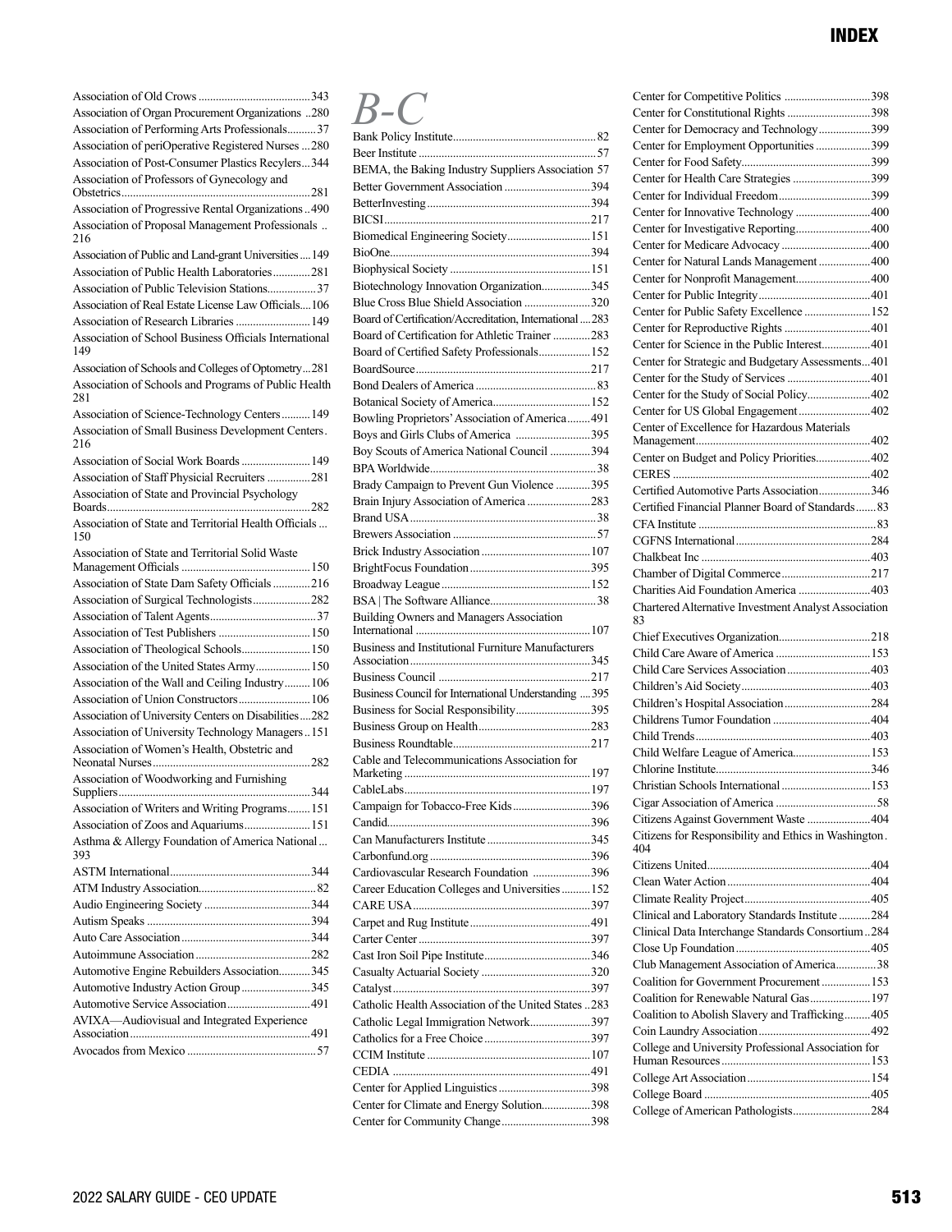Association of Old Crows ....................................... 343
Association of Organ Procurement Organizations .. 280
Association of Performing Arts Professionals .......... 37
Association of periOperative Registered Nurses ... 280
Association of Post-Consumer Plastics Recyclers ... 344
Association of Professors of Gynecology and Obstetrics ... 281
Association of Progressive Rental Organizations .. 490
Association of Proposal Management Professionals .. 216
Association of Public and Land-grant Universities .... 149
Association of Public Health Laboratories ............. 281
Association of Public Television Stations ................. 37
Association of Real Estate License Law Officials .... 106
Association of Research Libraries .......................... 149
Association of School Business Officials International 149
Association of Schools and Colleges of Optometry ... 281
Association of Schools and Programs of Public Health 281
Association of Science-Technology Centers .......... 149
Association of Small Business Development Centers . 216
Association of Social Work Boards ........................ 149
Association of Staff Physicial Recruiters ............... 281
Association of State and Provincial Psychology Boards ... 282
Association of State and Territorial Health Officials ... 150
Association of State and Territorial Solid Waste Management Officials ... 150
Association of State Dam Safety Officials ............. 216
Association of Surgical Technologists .................... 282
Association of Talent Agents ..................................... 37
Association of Test Publishers ................................ 150
Association of Theological Schools ........................ 150
Association of the United States Army ................... 150
Association of the Wall and Ceiling Industry ......... 106
Association of Union Constructors ......................... 106
Association of University Centers on Disabilities .... 282
Association of University Technology Managers .. 151
Association of Women's Health, Obstetric and Neonatal Nurses ... 282
Association of Woodworking and Furnishing Suppliers ... 344
Association of Writers and Writing Programs ........ 151
Association of Zoos and Aquariums ....................... 151
Asthma & Allergy Foundation of America National ... 393
ASTM International ................................................. 344
ATM Industry Association ......................................... 82
Audio Engineering Society ..................................... 344
Autism Speaks ......................................................... 394
Auto Care Association ............................................. 344
Autoimmune Association ........................................ 282
Automotive Engine Rebuilders Association ........... 345
Automotive Industry Action Group ........................ 345
Automotive Service Association ............................. 491
AVIXA—Audiovisual and Integrated Experience Association ... 491
Avocados from Mexico ............................................. 57

# *B-C*

Bank Policy Institute .................................................. 82
Beer Institute ............................................................. 57
BEMA, the Baking Industry Suppliers Association 57
Better Government Association .............................. 394
BetterInvesting ......................................................... 394
BICSI ........................................................................ 217
Biomedical Engineering Society ............................. 151
BioOne ..................................................................... 394
Biophysical Society ................................................. 151
Biotechnology Innovation Organization ................. 345
Blue Cross Blue Shield Association ....................... 320
Board of Certification/Accreditation, International .... 283
Board of Certification for Athletic Trainer ............. 283
Board of Certified Safety Professionals .................. 152
BoardSource ............................................................. 217
Bond Dealers of America .......................................... 83
Botanical Society of America .................................. 152
Bowling Proprietors' Association of America ........ 491
Boys and Girls Clubs of America .......................... 395
Boy Scouts of America National Council .............. 394
BPA Worldwide .......................................................... 38
Brady Campaign to Prevent Gun Violence ............ 395
Brain Injury Association of America ...................... 283
Brand USA ................................................................. 38
Brewers Association .................................................. 57
Brick Industry Association ...................................... 107
BrightFocus Foundation .......................................... 395
Broadway League .................................................... 152
BSA | The Software Alliance ..................................... 38
Building Owners and Managers Association International ... 107
Business and Institutional Furniture Manufacturers Association ... 345
Business Council ..................................................... 217
Business Council for International Understanding .... 395
Business for Social Responsibility .......................... 395
Business Group on Health ....................................... 283
Business Roundtable ................................................ 217
Cable and Telecommunications Association for Marketing ... 197
CableLabs ................................................................. 197
Campaign for Tobacco-Free Kids ........................... 396
Candid ...................................................................... 396
Can Manufacturers Institute .................................... 345
Carbonfund.org ........................................................ 396
Cardiovascular Research Foundation .................... 396
Career Education Colleges and Universities .......... 152
CARE USA .............................................................. 397
Carpet and Rug Institute ......................................... 491
Carter Center ........................................................... 397
Cast Iron Soil Pipe Institute .................................... 346
Casualty Actuarial Society ...................................... 320
Catalyst .................................................................... 397
Catholic Health Association of the United States .. 283
Catholic Legal Immigration Network ..................... 397
Catholics for a Free Choice ..................................... 397
CCIM Institute ......................................................... 107
CEDIA ..................................................................... 491
Center for Applied Linguistics ................................ 398
Center for Climate and Energy Solution ................. 398
Center for Community Change ............................... 398
Center for Competitive Politics .............................. 398
Center for Constitutional Rights ............................. 398
Center for Democracy and Technology .................. 399
Center for Employment Opportunities ................... 399
Center for Food Safety ............................................ 399
Center for Health Care Strategies ........................... 399
Center for Individual Freedom ................................ 399
Center for Innovative Technology .......................... 400
Center for Investigative Reporting .......................... 400
Center for Medicare Advocacy ............................... 400
Center for Natural Lands Management ................... 400
Center for Nonprofit Management .......................... 400
Center for Public Integrity ....................................... 401
Center for Public Safety Excellence ....................... 152
Center for Reproductive Rights .............................. 401
Center for Science in the Public Interest ................. 401
Center for Strategic and Budgetary Assessments ... 401
Center for the Study of Services ............................. 401
Center for the Study of Social Policy ...................... 402
Center for US Global Engagement ......................... 402
Center of Excellence for Hazardous Materials Management ... 402
Center on Budget and Policy Priorities ................... 402
CERES ..................................................................... 402
Certified Automotive Parts Association .................. 346
Certified Financial Planner Board of Standards ....... 83
CFA Institute ............................................................. 83
CGFNS International ............................................... 284
Chalkbeat Inc ........................................................... 403
Chamber of Digital Commerce ............................... 217
Charities Aid Foundation America ......................... 403
Chartered Alternative Investment Analyst Association 83
Chief Executives Organization ................................ 218
Child Care Aware of America ................................. 153
Child Care Services Association ............................. 403
Children's Aid Society ............................................. 403
Children's Hospital Association .............................. 284
Childrens Tumor Foundation .................................. 404
Child Trends ............................................................ 403
Child Welfare League of America .......................... 153
Chlorine Institute ..................................................... 346
Christian Schools International ............................... 153
Cigar Association of America ................................... 58
Citizens Against Government Waste ...................... 404
Citizens for Responsibility and Ethics in Washington . 404
Citizens United ........................................................ 404
Clean Water Action ................................................. 404
Climate Reality Project ............................................ 405
Clinical and Laboratory Standards Institute ........... 284
Clinical Data Interchange Standards Consortium .. 284
Close Up Foundation ............................................... 405
Club Management Association of America .............. 38
Coalition for Government Procurement ................. 153
Coalition for Renewable Natural Gas ..................... 197
Coalition to Abolish Slavery and Trafficking ......... 405
Coin Laundry Association ....................................... 492
College and University Professional Association for Human Resources ... 153
College Art Association .......................................... 154
College Board .......................................................... 405
College of American Pathologists .......................... 284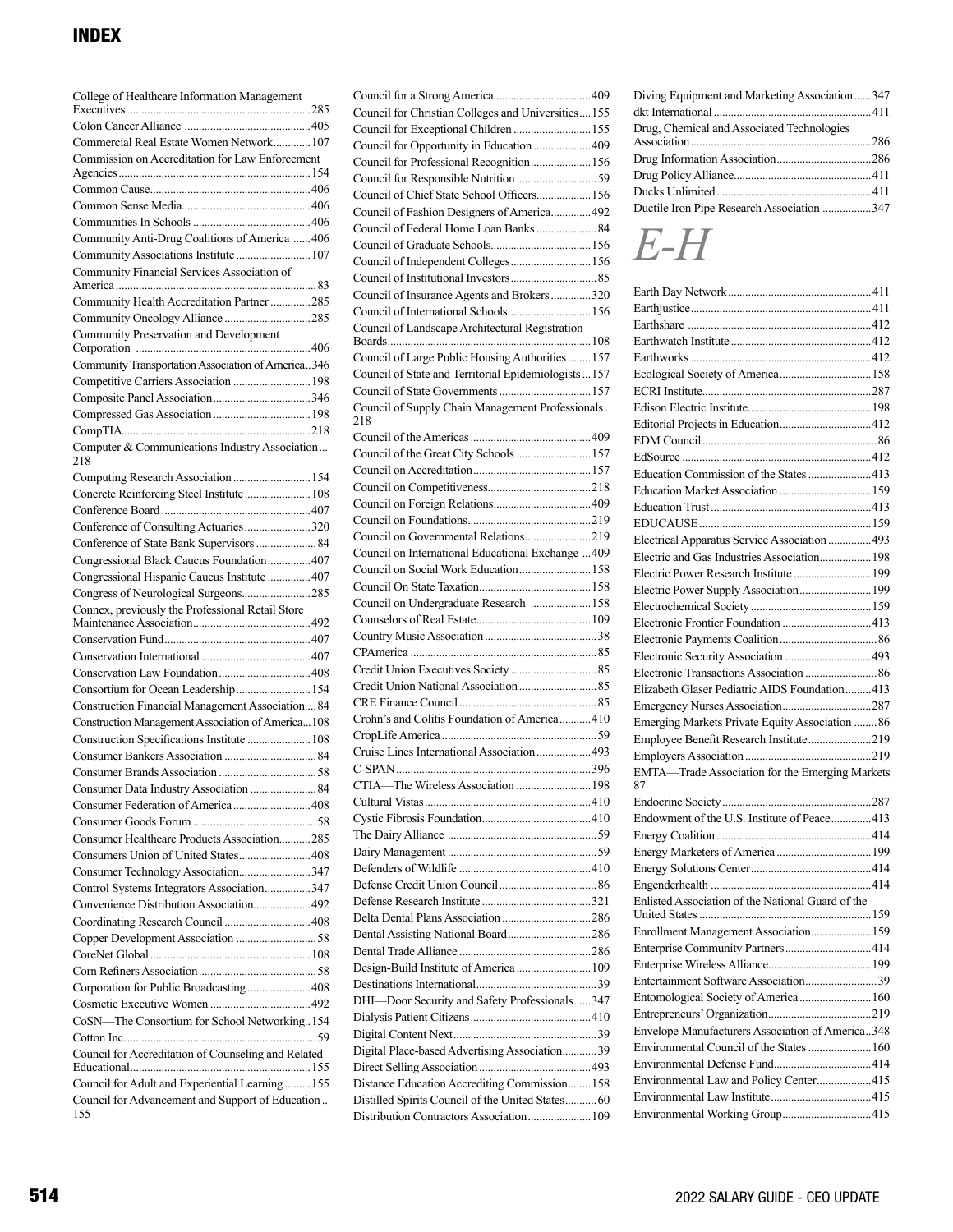# INDEX

College of Healthcare Information Management Executives ....285
Colon Cancer Alliance ....405
Commercial Real Estate Women Network....107
Commission on Accreditation for Law Enforcement Agencies....154
Common Cause....406
Common Sense Media....406
Communities In Schools ....406
Community Anti-Drug Coalitions of America ....406
Community Associations Institute....107
Community Financial Services Association of America....83
Community Health Accreditation Partner....285
Community Oncology Alliance....285
Community Preservation and Development Corporation ....406
Community Transportation Association of America....346
Competitive Carriers Association....198
Composite Panel Association....346
Compressed Gas Association....198
CompTIA....218
Computer & Communications Industry Association....218
Computing Research Association....154
Concrete Reinforcing Steel Institute....108
Conference Board....407
Conference of Consulting Actuaries....320
Conference of State Bank Supervisors....84
Congressional Black Caucus Foundation....407
Congressional Hispanic Caucus Institute....407
Congress of Neurological Surgeons....285
Connex, previously the Professional Retail Store Maintenance Association....492
Conservation Fund....407
Conservation International....407
Conservation Law Foundation....408
Consortium for Ocean Leadership....154
Construction Financial Management Association....84
Construction Management Association of America....108
Construction Specifications Institute....108
Consumer Bankers Association....84
Consumer Brands Association....58
Consumer Data Industry Association....84
Consumer Federation of America....408
Consumer Goods Forum....58
Consumer Healthcare Products Association....285
Consumers Union of United States....408
Consumer Technology Association....347
Control Systems Integrators Association....347
Convenience Distribution Association....492
Coordinating Research Council....408
Copper Development Association....58
CoreNet Global....108
Corn Refiners Association....58
Corporation for Public Broadcasting....408
Cosmetic Executive Women....492
CoSN—The Consortium for School Networking....154
Cotton Inc....59
Council for Accreditation of Counseling and Related Educational....155
Council for Adult and Experiential Learning....155
Council for Advancement and Support of Education....155
Council for a Strong America....409
Council for Christian Colleges and Universities....155
Council for Exceptional Children....155
Council for Opportunity in Education....409
Council for Professional Recognition....156
Council for Responsible Nutrition....59
Council of Chief State School Officers....156
Council of Fashion Designers of America....492
Council of Federal Home Loan Banks....84
Council of Graduate Schools....156
Council of Independent Colleges....156
Council of Institutional Investors....85
Council of Insurance Agents and Brokers....320
Council of International Schools....156
Council of Landscape Architectural Registration Boards....108
Council of Large Public Housing Authorities....157
Council of State and Territorial Epidemiologists....157
Council of State Governments....157
Council of Supply Chain Management Professionals....218
Council of the Americas....409
Council of the Great City Schools....157
Council on Accreditation....157
Council on Competitiveness....218
Council on Foreign Relations....409
Council on Foundations....219
Council on Governmental Relations....219
Council on International Educational Exchange....409
Council on Social Work Education....158
Council On State Taxation....158
Council on Undergraduate Research....158
Counselors of Real Estate....109
Country Music Association....38
CPAmerica....85
Credit Union Executives Society....85
Credit Union National Association....85
CRE Finance Council....85
Crohn's and Colitis Foundation of America....410
CropLife America....59
Cruise Lines International Association....493
C-SPAN....396
CTIA—The Wireless Association....198
Cultural Vistas....410
Cystic Fibrosis Foundation....410
The Dairy Alliance....59
Dairy Management....59
Defenders of Wildlife....410
Defense Credit Union Council....86
Defense Research Institute....321
Delta Dental Plans Association....286
Dental Assisting National Board....286
Dental Trade Alliance....286
Design-Build Institute of America....109
Destinations International....39
DHI—Door Security and Safety Professionals....347
Dialysis Patient Citizens....410
Digital Content Next....39
Digital Place-based Advertising Association....39
Direct Selling Association....493
Distance Education Accrediting Commission....158
Distilled Spirits Council of the United States....60
Distribution Contractors Association....109
Diving Equipment and Marketing Association....347
dkt International....411
Drug, Chemical and Associated Technologies Association....286
Drug Information Association....286
Drug Policy Alliance....411
Ducks Unlimited....411
Ductile Iron Pipe Research Association....347

## *E-H*

Earth Day Network....411
Earthjustice....411
Earthshare....412
Earthwatch Institute....412
Earthworks....412
Ecological Society of America....158
ECRI Institute....287
Edison Electric Institute....198
Editorial Projects in Education....412
EDM Council....86
EdSource....412
Education Commission of the States....413
Education Market Association....159
Education Trust....413
EDUCAUSE....159
Electrical Apparatus Service Association....493
Electric and Gas Industries Association....198
Electric Power Research Institute....199
Electric Power Supply Association....199
Electrochemical Society....159
Electronic Frontier Foundation....413
Electronic Payments Coalition....86
Electronic Security Association....493
Electronic Transactions Association....86
Elizabeth Glaser Pediatric AIDS Foundation....413
Emergency Nurses Association....287
Emerging Markets Private Equity Association....86
Employee Benefit Research Institute....219
Employers Association....219
EMTA—Trade Association for the Emerging Markets....87
Endocrine Society....287
Endowment of the U.S. Institute of Peace....413
Energy Coalition....414
Energy Marketers of America....199
Energy Solutions Center....414
Engenderhealth....414
Enlisted Association of the National Guard of the United States....159
Enrollment Management Association....159
Enterprise Community Partners....414
Enterprise Wireless Alliance....199
Entertainment Software Association....39
Entomological Society of America....160
Entrepreneurs' Organization....219
Envelope Manufacturers Association of America....348
Environmental Council of the States....160
Environmental Defense Fund....414
Environmental Law and Policy Center....415
Environmental Law Institute....415
Environmental Working Group....415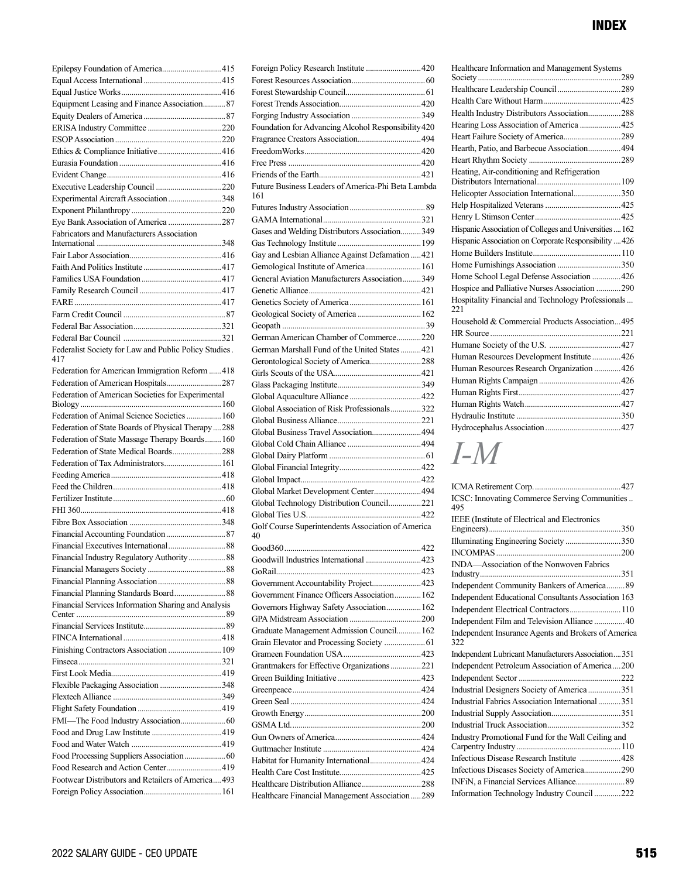# INDEX

Epilepsy Foundation of America....415
Equal Access International....415
Equal Justice Works....416
Equipment Leasing and Finance Association....87
Equity Dealers of America....87
ERISA Industry Committee....220
ESOP Association....220
Ethics & Compliance Initiative....416
Eurasia Foundation....416
Evident Change....416
Executive Leadership Council....220
Experimental Aircraft Association....348
Exponent Philanthropy....220
Eye Bank Association of America....287
Fabricators and Manufacturers Association International....348
Fair Labor Association....416
Faith And Politics Institute....417
Families USA Foundation....417
Family Research Council....417
FARE....417
Farm Credit Council....87
Federal Bar Association....321
Federal Bar Council....321
Federalist Society for Law and Public Policy Studies....417
Federation for American Immigration Reform....418
Federation of American Hospitals....287
Federation of American Societies for Experimental Biology....160
Federation of Animal Science Societies....160
Federation of State Boards of Physical Therapy....288
Federation of State Massage Therapy Boards....160
Federation of State Medical Boards....288
Federation of Tax Administrators....161
Feeding America....418
Feed the Children....418
Fertilizer Institute....60
FHI 360....418
Fibre Box Association....348
Financial Accounting Foundation....87
Financial Executives International....88
Financial Industry Regulatory Authority....88
Financial Managers Society....88
Financial Planning Association....88
Financial Planning Standards Board....88
Financial Services Information Sharing and Analysis Center....89
Financial Services Institute....89
FINCA International....418
Finishing Contractors Association....109
Finseca....321
First Look Media....419
Flexible Packaging Association....348
Flextech Alliance....349
Flight Safety Foundation....419
FMI—The Food Industry Association....60
Food and Drug Law Institute....419
Food and Water Watch....419
Food Processing Suppliers Association....60
Food Research and Action Center....419
Footwear Distributors and Retailers of America....493
Foreign Policy Association....161
Foreign Policy Research Institute....420
Forest Resources Association....60
Forest Stewardship Council....61
Forest Trends Association....420
Forging Industry Association....349
Foundation for Advancing Alcohol Responsibility....420
Fragrance Creators Association....494
FreedomWorks....420
Free Press....420
Friends of the Earth....421
Future Business Leaders of America-Phi Beta Lambda....161
Futures Industry Association....89
GAMA International....321
Gases and Welding Distributors Association....349
Gas Technology Institute....199
Gay and Lesbian Alliance Against Defamation....421
Gemological Institute of America....161
General Aviation Manufacturers Association....349
Genetic Alliance....421
Genetics Society of America....161
Geological Society of America....162
Geopath....39
German American Chamber of Commerce....220
German Marshall Fund of the United States....421
Gerontological Society of America....288
Girls Scouts of the USA....421
Glass Packaging Institute....349
Global Aquaculture Alliance....422
Global Association of Risk Professionals....322
Global Business Alliance....221
Global Business Travel Association....494
Global Cold Chain Alliance....494
Global Dairy Platform....61
Global Financial Integrity....422
Global Impact....422
Global Market Development Center....494
Global Technology Distribution Council....221
Global Ties U.S....422
Golf Course Superintendents Association of America....40
Good360....422
Goodwill Industries International....423
GoRail....423
Government Accountability Project....423
Government Finance Officers Association....162
Governors Highway Safety Association....162
GPA Midstream Association....200
Graduate Management Admission Council....162
Grain Elevator and Processing Society....61
Grameen Foundation USA....423
Grantmakers for Effective Organizations....221
Green Building Initiative....423
Greenpeace....424
Green Seal....424
Growth Energy....200
GSMA Ltd....200
Gun Owners of America....424
Guttmacher Institute....424
Habitat for Humanity International....424
Health Care Cost Institute....425
Healthcare Distribution Alliance....288
Healthcare Financial Management Association....289
Healthcare Information and Management Systems Society....289
Healthcare Leadership Council....289
Health Care Without Harm....425
Health Industry Distributors Association....288
Hearing Loss Association of America....425
Heart Failure Society of America....289
Hearth, Patio, and Barbecue Association....494
Heart Rhythm Society....289
Heating, Air-conditioning and Refrigeration Distributors International....109
Helicopter Association International....350
Help Hospitalized Veterans....425
Henry L Stimson Center....425
Hispanic Association of Colleges and Universities....162
Hispanic Association on Corporate Responsibility....426
Home Builders Institute....110
Home Furnishings Association....350
Home School Legal Defense Association....426
Hospice and Palliative Nurses Association....290
Hospitality Financial and Technology Professionals....221
Household & Commercial Products Association....495
HR Source....221
Humane Society of the U.S.....427
Human Resources Development Institute....426
Human Resources Research Organization....426
Human Rights Campaign....426
Human Rights First....427
Human Rights Watch....427
Hydraulic Institute....350
Hydrocephalus Association....427

## *I-M*

ICMA Retirement Corp....427
ICSC: Innovating Commerce Serving Communities....495
IEEE (Institute of Electrical and Electronics Engineers)....350
Illuminating Engineering Society....350
INCOMPAS....200
INDA—Association of the Nonwoven Fabrics Industry....351
Independent Community Bankers of America....89
Independent Educational Consultants Association....163
Independent Electrical Contractors....110
Independent Film and Television Alliance....40
Independent Insurance Agents and Brokers of America....322
Independent Lubricant Manufacturers Association....351
Independent Petroleum Association of America....200
Independent Sector....222
Industrial Designers Society of America....351
Industrial Fabrics Association International....351
Industrial Supply Association....351
Industrial Truck Association....352
Industry Promotional Fund for the Wall Ceiling and Carpentry Industry....110
Infectious Disease Research Institute....428
Infectious Diseases Society of America....290
INFiN, a Financial Services Alliance....89
Information Technology Industry Council....222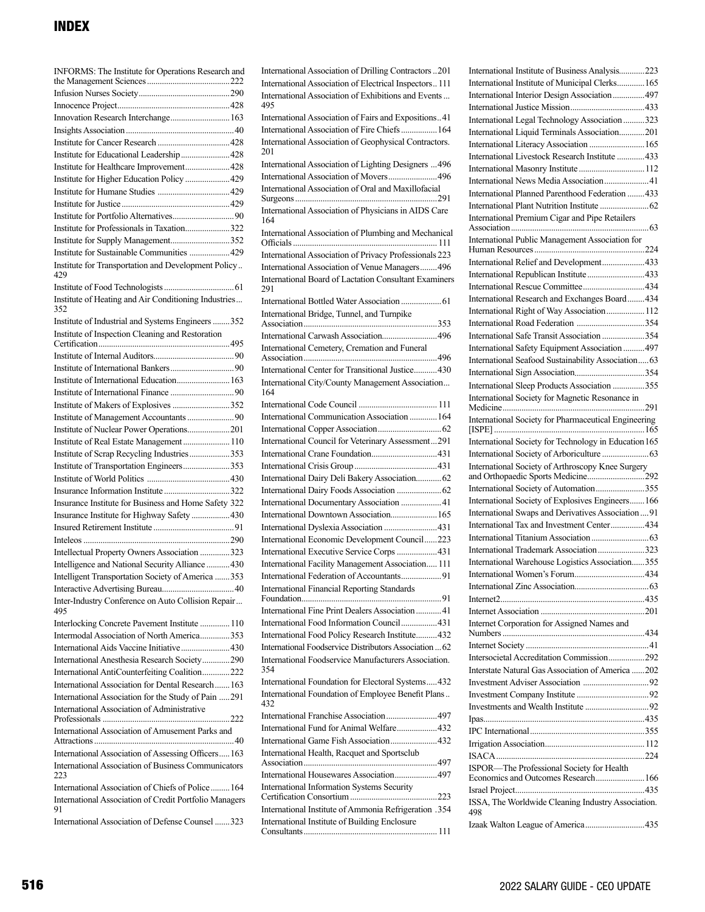# INDEX

INFORMS: The Institute for Operations Research and the Management Sciences....222
Infusion Nurses Society....290
Innocence Project....428
Innovation Research Interchange....163
Insights Association....40
Institute for Cancer Research....428
Institute for Educational Leadership....428
Institute for Healthcare Improvement....428
Institute for Higher Education Policy....429
Institute for Humane Studies....429
Institute for Justice....429
Institute for Portfolio Alternatives....90
Institute for Professionals in Taxation....322
Institute for Supply Management....352
Institute for Sustainable Communities....429
Institute for Transportation and Development Policy....429
Institute of Food Technologists....61
Institute of Heating and Air Conditioning Industries....352
Institute of Industrial and Systems Engineers....352
Institute of Inspection Cleaning and Restoration Certification....495
Institute of Internal Auditors....90
Institute of International Bankers....90
Institute of International Education....163
Institute of International Finance....90
Institute of Makers of Explosives....352
Institute of Management Accountants....90
Institute of Nuclear Power Operations....201
Institute of Real Estate Management....110
Institute of Scrap Recycling Industries....353
Institute of Transportation Engineers....353
Institute of World Politics....430
Insurance Information Institute....322
Insurance Institute for Business and Home Safety 322
Insurance Institute for Highway Safety....430
Insured Retirement Institute....91
Inteleos....290
Intellectual Property Owners Association....323
Intelligence and National Security Alliance....430
Intelligent Transportation Society of America....353
Interactive Advertising Bureau....40
Inter-Industry Conference on Auto Collision Repair....495
Interlocking Concrete Pavement Institute....110
Intermodal Association of North America....353
International Aids Vaccine Initiative....430
International Anesthesia Research Society....290
International AntiCounterfeiting Coalition....222
International Association for Dental Research....163
International Association for the Study of Pain....291
International Association of Administrative Professionals....222
International Association of Amusement Parks and Attractions....40
International Association of Assessing Officers....163
International Association of Business Communicators 223
International Association of Chiefs of Police....164
International Association of Credit Portfolio Managers 91
International Association of Defense Counsel....323
International Association of Drilling Contractors....201
International Association of Electrical Inspectors....111
International Association of Exhibitions and Events....495
International Association of Fairs and Expositions....41
International Association of Fire Chiefs....164
International Association of Geophysical Contractors. 201
International Association of Lighting Designers....496
International Association of Movers....496
International Association of Oral and Maxillofacial Surgeons....291
International Association of Physicians in AIDS Care 164
International Association of Plumbing and Mechanical Officials....111
International Association of Privacy Professionals 223
International Association of Venue Managers....496
International Board of Lactation Consultant Examiners 291
International Bottled Water Association....61
International Bridge, Tunnel, and Turnpike Association....353
International Carwash Association....496
International Cemetery, Cremation and Funeral Association....496
International Center for Transitional Justice....430
International City/County Management Association....164
International Code Council....111
International Communication Association....164
International Copper Association....62
International Council for Veterinary Assessment....291
International Crane Foundation....431
International Crisis Group....431
International Dairy Deli Bakery Association....62
International Dairy Foods Association....62
International Documentary Association....41
International Downtown Association....165
International Dyslexia Association....431
International Economic Development Council....223
International Executive Service Corps....431
International Facility Management Association....111
International Federation of Accountants....91
International Financial Reporting Standards Foundation....91
International Fine Print Dealers Association....41
International Food Information Council....431
International Food Policy Research Institute....432
International Foodservice Distributors Association....62
International Foodservice Manufacturers Association. 354
International Foundation for Electoral Systems....432
International Foundation of Employee Benefit Plans....432
International Franchise Association....497
International Fund for Animal Welfare....432
International Game Fish Association....432
International Health, Racquet and Sportsclub Association....497
International Housewares Association....497
International Information Systems Security Certification Consortium....223
International Institute of Ammonia Refrigeration....354
International Institute of Building Enclosure Consultants....111
International Institute of Business Analysis....223
International Institute of Municipal Clerks....165
International Interior Design Association....497
International Justice Mission....433
International Legal Technology Association....323
International Liquid Terminals Association....201
International Literacy Association....165
International Livestock Research Institute....433
International Masonry Institute....112
International News Media Association....41
International Planned Parenthood Federation....433
International Plant Nutrition Institute....62
International Premium Cigar and Pipe Retailers Association....63
International Public Management Association for Human Resources....224
International Relief and Development....433
International Republican Institute....433
International Rescue Committee....434
International Research and Exchanges Board....434
International Right of Way Association....112
International Road Federation....354
International Safe Transit Association....354
International Safety Equipment Association....497
International Seafood Sustainability Association....63
International Sign Association....354
International Sleep Products Association....355
International Society for Magnetic Resonance in Medicine....291
International Society for Pharmaceutical Engineering [ISPE]....165
International Society for Technology in Education 165
International Society of Arboriculture....63
International Society of Arthroscopy Knee Surgery and Orthopaedic Sports Medicine....292
International Society of Automation....355
International Society of Explosives Engineers....166
International Swaps and Derivatives Association....91
International Tax and Investment Center....434
International Titanium Association....63
International Trademark Association....323
International Warehouse Logistics Association....355
International Women's Forum....434
International Zinc Association....63
Internet2....435
Internet Association....201
Internet Corporation for Assigned Names and Numbers....434
Internet Society....41
Intersocietal Accreditation Commission....292
Interstate Natural Gas Association of America....202
Investment Adviser Association....92
Investment Company Institute....92
Investments and Wealth Institute....92
Ipas....435
IPC International....355
Irrigation Association....112
ISACA....224
ISPOR—The Professional Society for Health Economics and Outcomes Research....166
Israel Project....435
ISSA, The Worldwide Cleaning Industry Association. 498
Izaak Walton League of America....435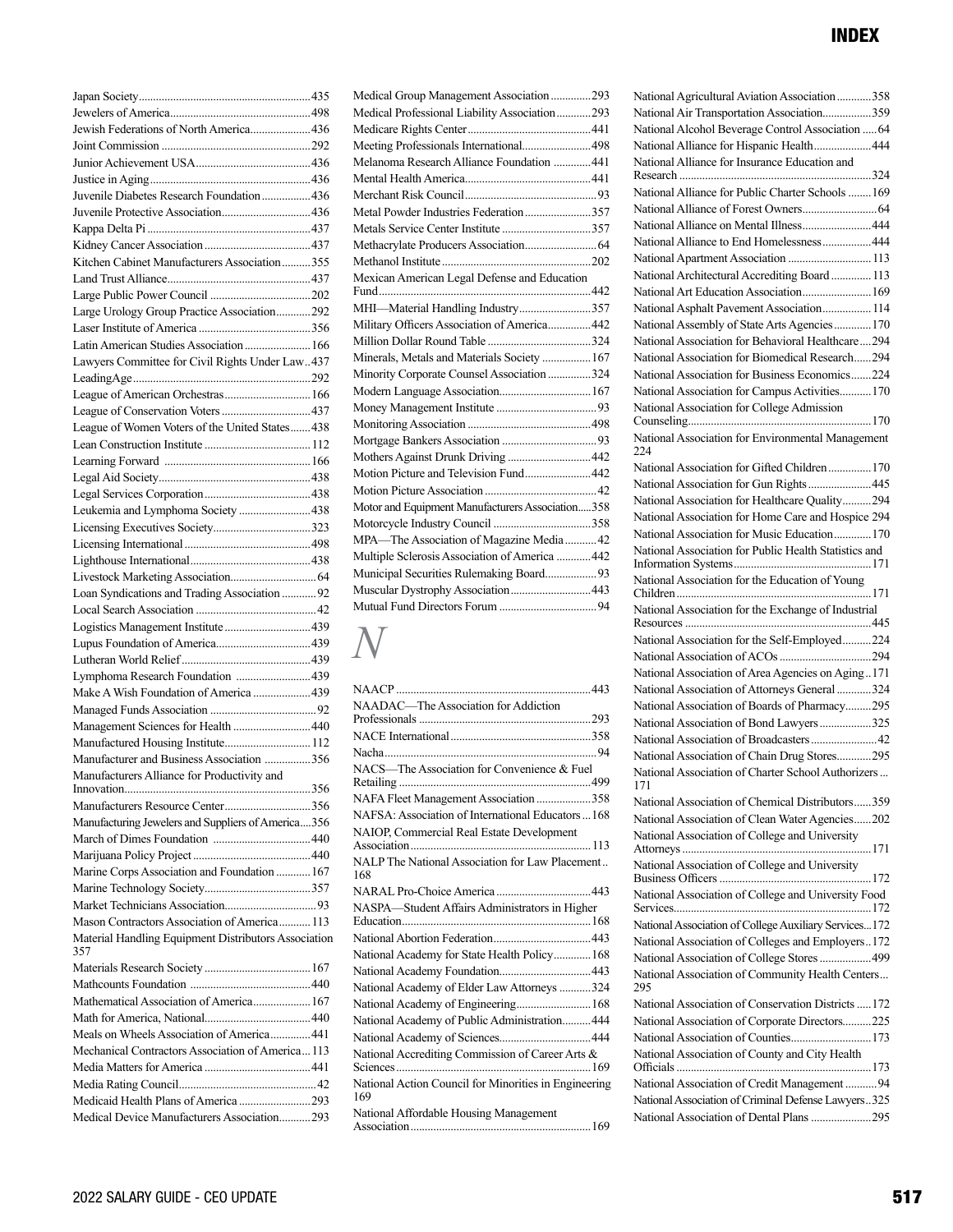Japan Society 435
Jewelers of America 498
Jewish Federations of North America 436
Joint Commission 292
Junior Achievement USA 436
Justice in Aging 436
Juvenile Diabetes Research Foundation 436
Juvenile Protective Association 436
Kappa Delta Pi 437
Kidney Cancer Association 437
Kitchen Cabinet Manufacturers Association 355
Land Trust Alliance 437
Large Public Power Council 202
Large Urology Group Practice Association 292
Laser Institute of America 356
Latin American Studies Association 166
Lawyers Committee for Civil Rights Under Law 437
LeadingAge 292
League of American Orchestras 166
League of Conservation Voters 437
League of Women Voters of the United States 438
Lean Construction Institute 112
Learning Forward 166
Legal Aid Society 438
Legal Services Corporation 438
Leukemia and Lymphoma Society 438
Licensing Executives Society 323
Licensing International 498
Lighthouse International 438
Livestock Marketing Association 64
Loan Syndications and Trading Association 92
Local Search Association 42
Logistics Management Institute 439
Lupus Foundation of America 439
Lutheran World Relief 439
Lymphoma Research Foundation 439
Make A Wish Foundation of America 439
Managed Funds Association 92
Management Sciences for Health 440
Manufactured Housing Institute 112
Manufacturer and Business Association 356
Manufacturers Alliance for Productivity and Innovation 356
Manufacturers Resource Center 356
Manufacturing Jewelers and Suppliers of America 356
March of Dimes Foundation 440
Marijuana Policy Project 440
Marine Corps Association and Foundation 167
Marine Technology Society 357
Market Technicians Association 93
Mason Contractors Association of America 113
Material Handling Equipment Distributors Association 357
Materials Research Society 167
Mathcounts Foundation 440
Mathematical Association of America 167
Math for America, National 440
Meals on Wheels Association of America 441
Mechanical Contractors Association of America 113
Media Matters for America 441
Media Rating Council 42
Medicaid Health Plans of America 293
Medical Device Manufacturers Association 293
Medical Group Management Association 293
Medical Professional Liability Association 293
Medicare Rights Center 441
Meeting Professionals International 498
Melanoma Research Alliance Foundation 441
Mental Health America 441
Merchant Risk Council 93
Metal Powder Industries Federation 357
Metals Service Center Institute 357
Methacrylate Producers Association 64
Methanol Institute 202
Mexican American Legal Defense and Education Fund 442
MHI—Material Handling Industry 357
Military Officers Association of America 442
Million Dollar Round Table 324
Minerals, Metals and Materials Society 167
Minority Corporate Counsel Association 324
Modern Language Association 167
Money Management Institute 93
Monitoring Association 498
Mortgage Bankers Association 93
Mothers Against Drunk Driving 442
Motion Picture and Television Fund 442
Motion Picture Association 42
Motor and Equipment Manufacturers Association 358
Motorcycle Industry Council 358
MPA—The Association of Magazine Media 42
Multiple Sclerosis Association of America 442
Municipal Securities Rulemaking Board 93
Muscular Dystrophy Association 443
Mutual Fund Directors Forum 94

## N

NAACP 443
NAADAC—The Association for Addiction Professionals 293
NACE International 358
Nacha 94
NACS—The Association for Convenience & Fuel Retailing 499
NAFA Fleet Management Association 358
NAFSA: Association of International Educators 168
NAIOP, Commercial Real Estate Development Association 113
NALP The National Association for Law Placement 168
NARAL Pro-Choice America 443
NASPA—Student Affairs Administrators in Higher Education 168
National Abortion Federation 443
National Academy for State Health Policy 168
National Academy Foundation 443
National Academy of Elder Law Attorneys 324
National Academy of Engineering 168
National Academy of Public Administration 444
National Academy of Sciences 444
National Accrediting Commission of Career Arts & Sciences 169
National Action Council for Minorities in Engineering 169
National Affordable Housing Management Association 169
National Agricultural Aviation Association 358
National Air Transportation Association 359
National Alcohol Beverage Control Association 64
National Alliance for Hispanic Health 444
National Alliance for Insurance Education and Research 324
National Alliance for Public Charter Schools 169
National Alliance of Forest Owners 64
National Alliance on Mental Illness 444
National Alliance to End Homelessness 444
National Apartment Association 113
National Architectural Accrediting Board 113
National Art Education Association 169
National Asphalt Pavement Association 114
National Assembly of State Arts Agencies 170
National Association for Behavioral Healthcare 294
National Association for Biomedical Research 294
National Association for Business Economics 224
National Association for Campus Activities 170
National Association for College Admission Counseling 170
National Association for Environmental Management 224
National Association for Gifted Children 170
National Association for Gun Rights 445
National Association for Healthcare Quality 294
National Association for Home Care and Hospice 294
National Association for Music Education 170
National Association for Public Health Statistics and Information Systems 171
National Association for the Education of Young Children 171
National Association for the Exchange of Industrial Resources 445
National Association for the Self-Employed 224
National Association of ACOs 294
National Association of Area Agencies on Aging 171
National Association of Attorneys General 324
National Association of Boards of Pharmacy 295
National Association of Bond Lawyers 325
National Association of Broadcasters 42
National Association of Chain Drug Stores 295
National Association of Charter School Authorizers 171
National Association of Chemical Distributors 359
National Association of Clean Water Agencies 202
National Association of College and University Attorneys 171
National Association of College and University Business Officers 172
National Association of College and University Food Services 172
National Association of College Auxiliary Services 172
National Association of Colleges and Employers 172
National Association of College Stores 499
National Association of Community Health Centers 295
National Association of Conservation Districts 172
National Association of Corporate Directors 225
National Association of Counties 173
National Association of County and City Health Officials 173
National Association of Credit Management 94
National Association of Criminal Defense Lawyers 325
National Association of Dental Plans 295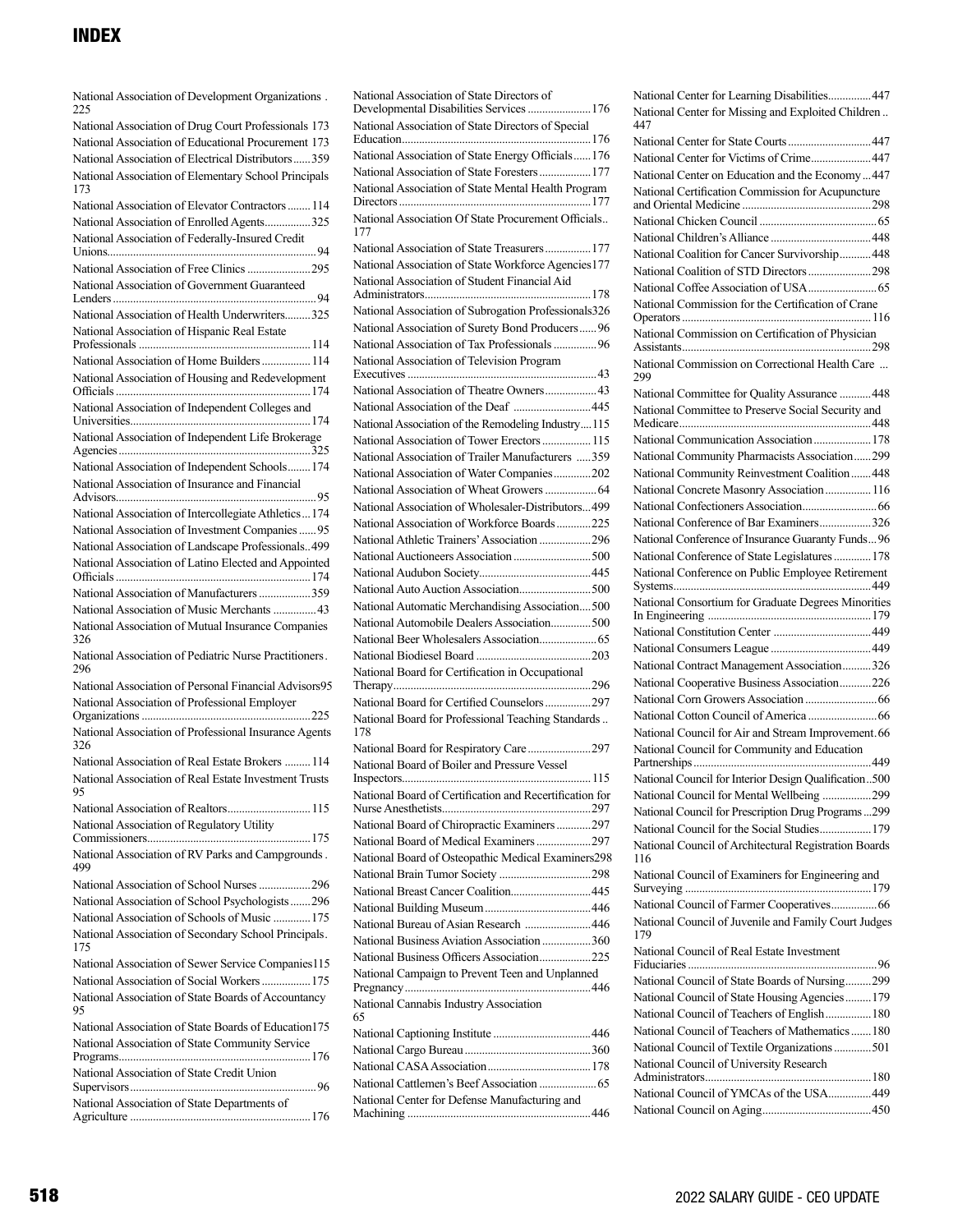# INDEX

National Association of Development Organizations . 225
National Association of Drug Court Professionals 173
National Association of Educational Procurement 173
National Association of Electrical Distributors......359
National Association of Elementary School Principals 173
National Association of Elevator Contractors........114
National Association of Enrolled Agents................325
National Association of Federally-Insured Credit Unions........................................................................94
National Association of Free Clinics ......................295
National Association of Government Guaranteed Lenders.......................................................................94
National Association of Health Underwriters.........325
National Association of Hispanic Real Estate Professionals ............................................................114
National Association of Home Builders .................114
National Association of Housing and Redevelopment Officials...................................................................174
National Association of Independent Colleges and Universities...............................................................174
National Association of Independent Life Brokerage Agencies..................................................................325
National Association of Independent Schools........174
National Association of Insurance and Financial Advisors......................................................................95
National Association of Intercollegiate Athletics...174
National Association of Investment Companies ......95
National Association of Landscape Professionals..499
National Association of Latino Elected and Appointed Officials...................................................................174
National Association of Manufacturers ..................359
National Association of Music Merchants ...............43
National Association of Mutual Insurance Companies 326
National Association of Pediatric Nurse Practitioners. 296
National Association of Personal Financial Advisors95
National Association of Professional Employer Organizations ...........................................................225
National Association of Professional Insurance Agents 326
National Association of Real Estate Brokers .........114
National Association of Real Estate Investment Trusts 95
National Association of Realtors............................115
National Association of Regulatory Utility Commissioners........................................................175
National Association of RV Parks and Campgrounds . 499
National Association of School Nurses .................296
National Association of School Psychologists.......296
National Association of Schools of Music .............175
National Association of Secondary School Principals. 175
National Association of Sewer Service Companies115
National Association of Social Workers ................175
National Association of State Boards of Accountancy 95
National Association of State Boards of Education175
National Association of State Community Service Programs..................................................................176
National Association of State Credit Union Supervisors.................................................................96
National Association of State Departments of Agriculture ..............................................................176
National Association of State Directors of Developmental Disabilities Services ......................176
National Association of State Directors of Special Education.................................................................176
National Association of State Energy Officials......176
National Association of State Foresters..................177
National Association of State Mental Health Program Directors..................................................................177
National Association Of State Procurement Officials.. 177
National Association of State Treasurers................177
National Association of State Workforce Agencies177
National Association of Student Financial Aid Administrators.........................................................178
National Association of Subrogation Professionals326
National Association of Surety Bond Producers......96
National Association of Tax Professionals ...............96
National Association of Television Program Executives ..................................................................43
National Association of Theatre Owners..................43
National Association of the Deaf ...........................445
National Association of the Remodeling Industry....115
National Association of Tower Erectors .................115
National Association of Trailer Manufacturers .....359
National Association of Water Companies.............202
National Association of Wheat Growers ..................64
National Association of Wholesaler-Distributors...499
National Association of Workforce Boards............225
National Athletic Trainers' Association ..................296
National Auctioneers Association ...........................500
National Audubon Society......................................445
National Auto Auction Association.........................500
National Automatic Merchandising Association....500
National Automobile Dealers Association..............500
National Beer Wholesalers Association....................65
National Biodiesel Board ........................................203
National Board for Certification in Occupational Therapy....................................................................296
National Board for Certified Counselors................297
National Board for Professional Teaching Standards .. 178
National Board for Respiratory Care......................297
National Board of Boiler and Pressure Vessel Inspectors.................................................................115
National Board of Certification and Recertification for Nurse Anesthetists...................................................297
National Board of Chiropractic Examiners............297
National Board of Medical Examiners ...................297
National Board of Osteopathic Medical Examiners298
National Brain Tumor Society ................................298
National Breast Cancer Coalition............................445
National Building Museum.....................................446
National Bureau of Asian Research .......................446
National Business Aviation Association .................360
National Business Officers Association..................225
National Campaign to Prevent Teen and Unplanned Pregnancy................................................................446
National Cannabis Industry Association 65
National Captioning Institute ..................................446
National Cargo Bureau ............................................360
National CASA Association....................................178
National Cattlemen's Beef Association ....................65
National Center for Defense Manufacturing and Machining ...............................................................446
National Center for Learning Disabilities...............447
National Center for Missing and Exploited Children .. 447
National Center for State Courts.............................447
National Center for Victims of Crime.....................447
National Center on Education and the Economy ...447
National Certification Commission for Acupuncture and Oriental Medicine ............................................298
National Chicken Council .........................................65
National Children's Alliance ...................................448
National Coalition for Cancer Survivorship...........448
National Coalition of STD Directors......................298
National Coffee Association of USA........................65
National Commission for the Certification of Crane Operators.................................................................116
National Commission on Certification of Physician Assistants.................................................................298
National Commission on Correctional Health Care ... 299
National Committee for Quality Assurance ...........448
National Committee to Preserve Social Security and Medicare..................................................................448
National Communication Association....................178
National Community Pharmacists Association......299
National Community Reinvestment Coalition .......448
National Concrete Masonry Association ................116
National Confectioners Association..........................66
National Conference of Bar Examiners..................326
National Conference of Insurance Guaranty Funds...96
National Conference of State Legislatures .............178
National Conference on Public Employee Retirement Systems....................................................................449
National Consortium for Graduate Degrees Minorities In Engineering .........................................................179
National Constitution Center ..................................449
National Consumers League ...................................449
National Contract Management Association..........326
National Cooperative Business Association...........226
National Corn Growers Association .........................66
National Cotton Council of America ........................66
National Council for Air and Stream Improvement.66
National Council for Community and Education Partnerships..............................................................449
National Council for Interior Design Qualification..500
National Council for Mental Wellbeing .................299
National Council for Prescription Drug Programs...299
National Council for the Social Studies..................179
National Council of Architectural Registration Boards 116
National Council of Examiners for Engineering and Surveying ................................................................179
National Council of Farmer Cooperatives................66
National Council of Juvenile and Family Court Judges 179
National Council of Real Estate Investment Fiduciaries.................................................................96
National Council of State Boards of Nursing.........299
National Council of State Housing Agencies.........179
National Council of Teachers of English................180
National Council of Teachers of Mathematics .......180
National Council of Textile Organizations .............501
National Council of University Research Administrators.........................................................180
National Council of YMCAs of the USA...............449
National Council on Aging.....................................450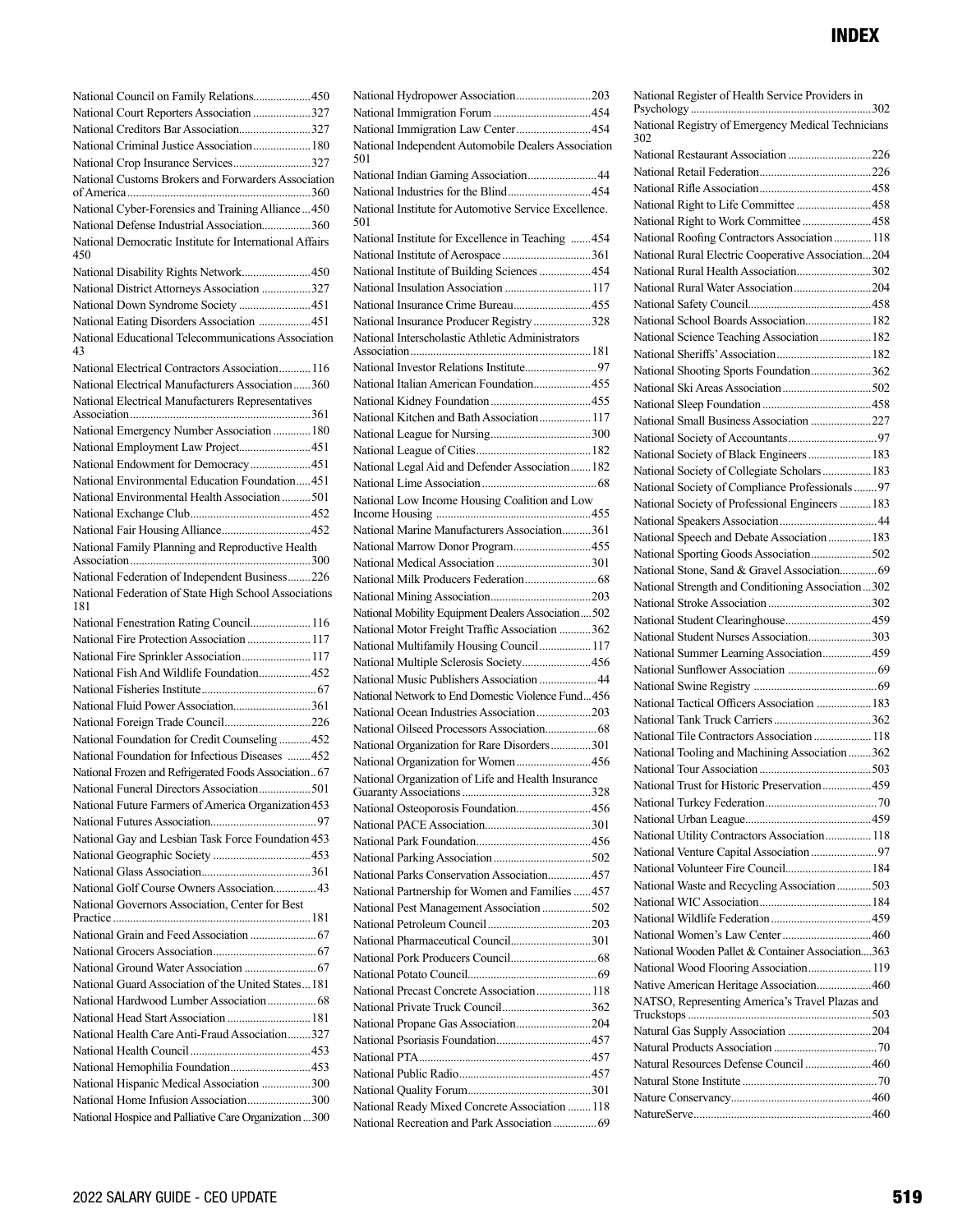# INDEX

National Council on Family Relations....................450
National Court Reporters Association ....................327
National Creditors Bar Association.........................327
National Criminal Justice Association....................180
National Crop Insurance Services...........................327
National Customs Brokers and Forwarders Association of America...............................................................360
National Cyber-Forensics and Training Alliance....450
National Defense Industrial Association.................360
National Democratic Institute for International Affairs 450
National Disability Rights Network........................450
National District Attorneys Association .................327
National Down Syndrome Society .........................451
National Eating Disorders Association ..................451
National Educational Telecommunications Association 43
National Electrical Contractors Association...........116
National Electrical Manufacturers Association......360
National Electrical Manufacturers Representatives Association...............................................................361
National Emergency Number Association .............180
National Employment Law Project.........................451
National Endowment for Democracy.....................451
National Environmental Education Foundation.....451
National Environmental Health Association..........501
National Exchange Club..........................................452
National Fair Housing Alliance...............................452
National Family Planning and Reproductive Health Association...............................................................300
National Federation of Independent Business........226
National Federation of State High School Associations 181
National Fenestration Rating Council.....................116
National Fire Protection Association ......................117
National Fire Sprinkler Association........................117
National Fish And Wildlife Foundation..................452
National Fisheries Institute........................................67
National Fluid Power Association...........................361
National Foreign Trade Council.............................226
National Foundation for Credit Counseling...........452
National Foundation for Infectious Diseases ........452
National Frozen and Refrigerated Foods Association..67
National Funeral Directors Association..................501
National Future Farmers of America Organization 453
National Futures Association.....................................97
National Gay and Lesbian Task Force Foundation 453
National Geographic Society ..................................453
National Glass Association......................................361
National Golf Course Owners Association...............43
National Governors Association, Center for Best Practice ....................................................................181
National Grain and Feed Association .......................67
National Grocers Association....................................67
National Ground Water Association .........................67
National Guard Association of the United States....181
National Hardwood Lumber Association.................68
National Head Start Association ............................181
National Health Care Anti-Fraud Association........327
National Health Council..........................................453
National Hemophilia Foundation............................453
National Hispanic Medical Association .................300
National Home Infusion Association......................300
National Hospice and Palliative Care Organization...300

National Hydropower Association..........................203
National Immigration Forum ..................................454
National Immigration Law Center..........................454
National Independent Automobile Dealers Association 501
National Indian Gaming Association........................44
National Industries for the Blind.............................454
National Institute for Automotive Service Excellence. 501
National Institute for Excellence in Teaching .......454
National Institute of Aerospace...............................361
National Institute of Building Sciences ..................454
National Insulation Association ..............................117
National Insurance Crime Bureau...........................455
National Insurance Producer Registry....................328
National Interscholastic Athletic Administrators Association..............................................................181
National Investor Relations Institute.........................97
National Italian American Foundation....................455
National Kidney Foundation...................................455
National Kitchen and Bath Association..................117
National League for Nursing...................................300
National League of Cities........................................182
National Legal Aid and Defender Association.......182
National Lime Association........................................68
National Low Income Housing Coalition and Low Income Housing .....................................................455
National Marine Manufacturers Association..........361
National Marrow Donor Program...........................455
National Medical Association .................................301
National Milk Producers Federation.........................68
National Mining Association...................................203
National Mobility Equipment Dealers Association....502
National Motor Freight Traffic Association ...........362
National Multifamily Housing Council..................117
National Multiple Sclerosis Society........................456
National Music Publishers Association ....................44
National Network to End Domestic Violence Fund...456
National Ocean Industries Association...................203
National Oilseed Processors Association..................68
National Organization for Rare Disorders..............301
National Organization for Women..........................456
National Organization of Life and Health Insurance Guaranty Associations.............................................328
National Osteoporosis Foundation..........................456
National PACE Association.....................................301
National Park Foundation........................................456
National Parking Association..................................502
National Parks Conservation Association...............457
National Partnership for Women and Families ......457
National Pest Management Association .................502
National Petroleum Council....................................203
National Pharmaceutical Council............................301
National Pork Producers Council.............................68
National Potato Council.............................................69
National Precast Concrete Association...................118
National Private Truck Council...............................362
National Propane Gas Association..........................204
National Psoriasis Foundation.................................457
National PTA...........................................................457
National Public Radio..............................................457
National Quality Forum...........................................301
National Ready Mixed Concrete Association ........118
National Recreation and Park Association ...............69

National Register of Health Service Providers in Psychology...............................................................302
National Registry of Emergency Medical Technicians 302
National Restaurant Association .............................226
National Retail Federation.......................................226
National Rifle Association.......................................458
National Right to Life Committee ..........................458
National Right to Work Committee........................458
National Roofing Contractors Association.............118
National Rural Electric Cooperative Association...204
National Rural Health Association..........................302
National Rural Water Association...........................204
National Safety Council...........................................458
National School Boards Association.......................182
National Science Teaching Association..................182
National Sheriffs' Association.................................182
National Shooting Sports Foundation.....................362
National Ski Areas Association...............................502
National Sleep Foundation......................................458
National Small Business Association .....................227
National Society of Accountants...............................97
National Society of Black Engineers......................183
National Society of Collegiate Scholars.................183
National Society of Compliance Professionals........97
National Society of Professional Engineers ...........183
National Speakers Association..................................44
National Speech and Debate Association...............183
National Sporting Goods Association.....................502
National Stone, Sand & Gravel Association.............69
National Strength and Conditioning Association...302
National Stroke Association ....................................302
National Student Clearinghouse..............................459
National Student Nurses Association......................303
National Summer Learning Association.................459
National Sunflower Association ...............................69
National Swine Registry ...........................................69
National Tactical Officers Association ...................183
National Tank Truck Carriers..................................362
National Tile Contractors Association ....................118
National Tooling and Machining Association ........362
National Tour Association.......................................503
National Trust for Historic Preservation.................459
National Turkey Federation.......................................70
National Urban League............................................459
National Utility Contractors Association................118
National Venture Capital Association .......................97
National Volunteer Fire Council.............................184
National Waste and Recycling Association ............503
National WIC Association.......................................184
National Wildlife Federation...................................459
National Women's Law Center...............................460
National Wooden Pallet & Container Association....363
National Wood Flooring Association......................119
Native American Heritage Association...................460
NATSO, Representing America's Travel Plazas and Truckstops ...............................................................503
Natural Gas Supply Association .............................204
Natural Products Association ....................................70
Natural Resources Defense Council .......................460
Natural Stone Institute ...............................................70
Nature Conservancy.................................................460
NatureServe.............................................................460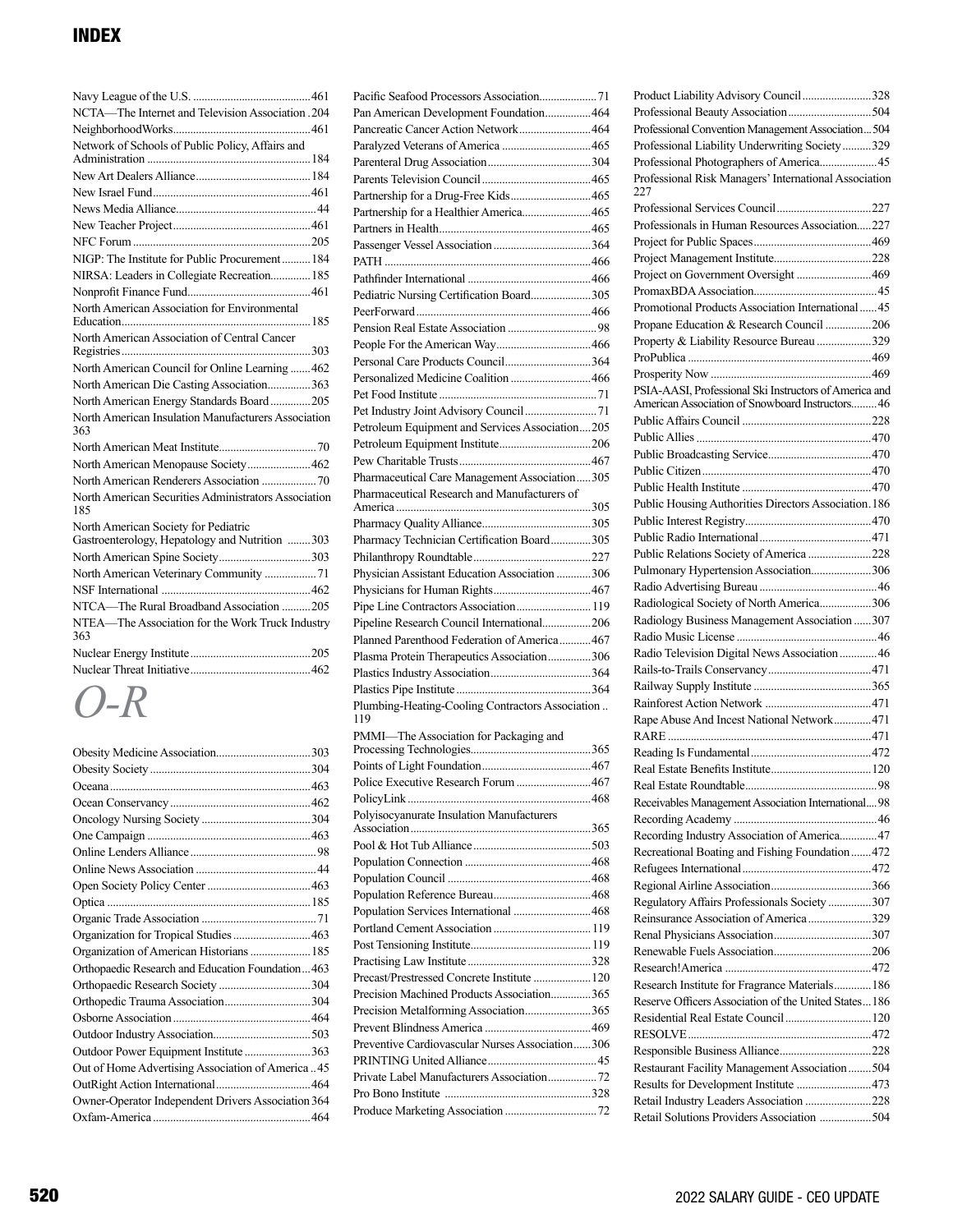# INDEX

Navy League of the U.S. ......................................... 461
NCTA—The Internet and Television Association . 204
NeighborhoodWorks............................................... 461
Network of Schools of Public Policy, Affairs and Administration ........................................................ 184
New Art Dealers Alliance........................................ 184
New Israel Fund...................................................... 461
News Media Alliance................................................. 44
New Teacher Project................................................ 461
NFC Forum ............................................................. 205
NIGP: The Institute for Public Procurement .......... 184
NIRSA: Leaders in Collegiate Recreation.............. 185
Nonprofit Finance Fund.......................................... 461
North American Association for Environmental Education................................................................ 185
North American Association of Central Cancer Registries ................................................................. 303
North American Council for Online Learning ....... 462
North American Die Casting Association............... 363
North American Energy Standards Board ............. 205
North American Insulation Manufacturers Association 363
North American Meat Institute................................. 70
North American Menopause Society...................... 462
North American Renderers Association ................... 70
North American Securities Administrators Association 185
North American Society for Pediatric Gastroenterology, Hepatology and Nutrition ........ 303
North American Spine Society................................ 303
North American Veterinary Community .................. 71
NSF International ................................................... 462
NTCA—The Rural Broadband Association ........... 205
NTEA—The Association for the Work Truck Industry 363
Nuclear Energy Institute......................................... 205
Nuclear Threat Initiative......................................... 462

## *O-R*

Obesity Medicine Association................................ 303
Obesity Society ....................................................... 304
Oceana .................................................................... 463
Ocean Conservancy ................................................ 462
Oncology Nursing Society ...................................... 304
One Campaign ........................................................ 463
Online Lenders Alliance ............................................ 98
Online News Association .......................................... 44
Open Society Policy Center .................................... 463
Optica ..................................................................... 185
Organic Trade Association ....................................... 71
Organization for Tropical Studies ........................... 463
Organization of American Historians ..................... 185
Orthopaedic Research and Education Foundation ... 463
Orthopaedic Research Society ................................ 304
Orthopedic Trauma Association.............................. 304
Osborne Association ................................................ 464
Outdoor Industry Association.................................. 503
Outdoor Power Equipment Institute ....................... 363
Out of Home Advertising Association of America .. 45
OutRight Action International................................. 464
Owner-Operator Independent Drivers Association 364
Oxfam-America ....................................................... 464
Pacific Seafood Processors Association.................... 71
Pan American Development Foundation................ 464
Pancreatic Cancer Action Network......................... 464
Paralyzed Veterans of America ............................... 465
Parenteral Drug Association.................................... 304
Parents Television Council ...................................... 465
Partnership for a Drug-Free Kids............................ 465
Partnership for a Healthier America........................ 465
Partners in Health.................................................... 465
Passenger Vessel Association ................................. 364
PATH ...................................................................... 466
Pathfinder International .......................................... 466
Pediatric Nursing Certification Board..................... 305
PeerForward ............................................................ 466
Pension Real Estate Association ............................... 98
People For the American Way................................. 466
Personal Care Products Council.............................. 364
Personalized Medicine Coalition ............................ 466
Pet Food Institute ...................................................... 71
Pet Industry Joint Advisory Council ......................... 71
Petroleum Equipment and Services Association.... 205
Petroleum Equipment Institute................................ 206
Pew Charitable Trusts ............................................. 467
Pharmaceutical Care Management Association ..... 305
Pharmaceutical Research and Manufacturers of America ................................................................... 305
Pharmacy Quality Alliance...................................... 305
Pharmacy Technician Certification Board.............. 305
Philanthropy Roundtable ......................................... 227
Physician Assistant Education Association ............ 306
Physicians for Human Rights.................................. 467
Pipe Line Contractors Association .......................... 119
Pipeline Research Council International................. 206
Planned Parenthood Federation of America ........... 467
Plasma Protein Therapeutics Association............... 306
Plastics Industry Association................................... 364
Plastics Pipe Institute .............................................. 364
Plumbing-Heating-Cooling Contractors Association .. 119
PMMI—The Association for Packaging and Processing Technologies.......................................... 365
Points of Light Foundation...................................... 467
Police Executive Research Forum .......................... 467
PolicyLink ............................................................... 468
Polyisocyanurate Insulation Manufacturers Association.............................................................. 365
Pool & Hot Tub Alliance ......................................... 503
Population Connection ............................................ 468
Population Council .................................................. 468
Population Reference Bureau.................................. 468
Population Services International ........................... 468
Portland Cement Association .................................. 119
Post Tensioning Institute.......................................... 119
Practising Law Institute ........................................... 328
Precast/Prestressed Concrete Institute .................... 120
Precision Machined Products Association.............. 365
Precision Metalforming Association....................... 365
Prevent Blindness America ..................................... 469
Preventive Cardiovascular Nurses Association...... 306
PRINTING United Alliance...................................... 45
Private Label Manufacturers Association................. 72
Pro Bono Institute .................................................. 328
Produce Marketing Association ................................ 72
Product Liability Advisory Council ........................ 328
Professional Beauty Association ............................. 504
Professional Convention Management Association... 504
Professional Liability Underwriting Society .......... 329
Professional Photographers of America.................... 45
Professional Risk Managers' International Association 227
Professional Services Council ................................. 227
Professionals in Human Resources Association..... 227
Project for Public Spaces ......................................... 469
Project Management Institute.................................. 228
Project on Government Oversight .......................... 469
PromaxBDA Association........................................... 45
Promotional Products Association International ...... 45
Propane Education & Research Council ................ 206
Property & Liability Resource Bureau ................... 329
ProPublica ............................................................... 469
Prosperity Now ....................................................... 469
PSIA-AASI, Professional Ski Instructors of America and American Association of Snowboard Instructors......... 46
Public Affairs Council ............................................. 228
Public Allies ............................................................ 470
Public Broadcasting Service.................................... 470
Public Citizen .......................................................... 470
Public Health Institute ............................................. 470
Public Housing Authorities Directors Association. 186
Public Interest Registry............................................ 470
Public Radio International ....................................... 471
Public Relations Society of America ...................... 228
Pulmonary Hypertension Association..................... 306
Radio Advertising Bureau ......................................... 46
Radiological Society of North America.................. 306
Radiology Business Management Association ...... 307
Radio Music License ................................................. 46
Radio Television Digital News Association ............. 46
Rails-to-Trails Conservancy .................................... 471
Railway Supply Institute ......................................... 365
Rainforest Action Network ..................................... 471
Rape Abuse And Incest National Network............. 471
RARE ...................................................................... 471
Reading Is Fundamental .......................................... 472
Real Estate Benefits Institute................................... 120
Real Estate Roundtable.............................................. 98
Receivables Management Association International.... 98
Recording Academy ................................................. 46
Recording Industry Association of America............. 47
Recreational Boating and Fishing Foundation ....... 472
Refugees International ............................................. 472
Regional Airline Association................................... 366
Regulatory Affairs Professionals Society ............... 307
Reinsurance Association of America ...................... 329
Renal Physicians Association.................................. 307
Renewable Fuels Association.................................. 206
Research!America ................................................... 472
Research Institute for Fragrance Materials............. 186
Reserve Officers Association of the United States... 186
Residential Real Estate Council .............................. 120
RESOLVE ............................................................... 472
Responsible Business Alliance................................ 228
Restaurant Facility Management Association ........ 504
Results for Development Institute .......................... 473
Retail Industry Leaders Association ....................... 228
Retail Solutions Providers Association .................. 504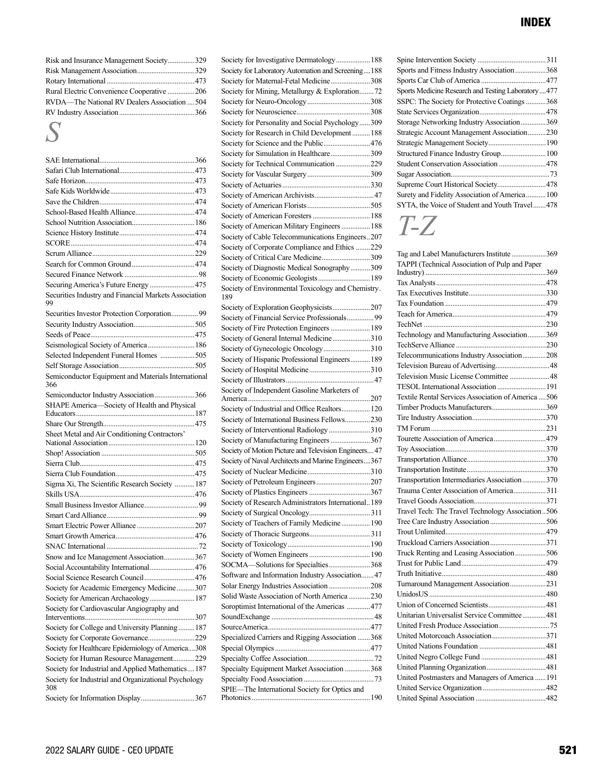# INDEX

Risk and Insurance Management Society...............329
Risk Management Association................................329
Rotary International.................................................473
Rural Electric Convenience Cooperative ...............206
RVDA—The National RV Dealers Association ....504
RV Industry Association.........................................366

## S

SAE International....................................................366
Safari Club International.........................................473
Safe Horizon............................................................473
Safe Kids Worldwide..............................................473
Save the Children....................................................474
School-Based Health Alliance.................................474
School Nutrition Association..................................186
Science History Institute..........................................474
SCORE....................................................................474
Scrum Alliance........................................................229
Search for Common Ground...................................474
Secured Finance Network .........................................98
Securing America's Future Energy .........................475
Securities Industry and Financial Markets Association 99
Securities Investor Protection Corporation...............99
Security Industry Association..................................505
Seeds of Peace.........................................................475
Seismological Society of America..........................186
Selected Independent Funeral Homes ..................505
Self Storage Association.........................................505
Semiconductor Equipment and Materials International 366
Semiconductor Industry Association......................366
SHAPE America—Society of Health and Physical Educators.................................................................187
Share Our Strength..................................................475
Sheet Metal and Air Conditioning Contractors' National Association................................................120
Shop! Association ...................................................505
Sierra Club...............................................................475
Sierra Club Foundation...........................................475
Sigma Xi, The Scientific Research Society ...........187
Skills USA...............................................................476
Small Business Investor Alliance..............................99
Smart Card Alliance..................................................99
Smart Electric Power Alliance ................................207
Smart Growth America............................................476
SNAC International ..................................................72
Snow and Ice Management Association.................367
Social Accountability International.........................476
Social Science Research Council............................476
Society for Academic Emergency Medicine..........307
Society for American Archaeology.........................187
Society for Cardiovascular Angiography and Interventions............................................................307
Society for College and University Planning.........187
Society for Corporate Governance..........................229
Society for Healthcare Epidemiology of America....308
Society for Human Resource Management............229
Society for Industrial and Applied Mathematics....187
Society for Industrial and Organizational Psychology 308
Society for Information Display.............................367
Society for Investigative Dermatology..................188
Society for Laboratory Automation and Screening....188
Society for Maternal-Fetal Medicine.....................308
Society for Mining, Metallurgy & Exploration........72
Society for Neuro-Oncology..................................308
Society for Neuroscience........................................308
Society for Personality and Social Psychology......309
Society for Research in Child Development..........188
Society for Science and the Public.........................476
Society for Simulation in Healthcare.....................309
Society for Technical Communication ..................229
Society for Vascular Surgery..................................309
Society of Actuaries................................................330
Society of American Archivists................................47
Society of American Florists..................................505
Society of American Foresters ...............................188
Society of American Military Engineers ................188
Society of Cable Telecommunications Engineers..207
Society of Corporate Compliance and Ethics ........229
Society of Critical Care Medicine..........................309
Society of Diagnostic Medical Sonography...........309
Society of Economic Geologists.............................189
Society of Environmental Toxicology and Chemistry. 189
Society of Exploration Geophysicists....................207
Society of Financial Service Professionals..............99
Society of Fire Protection Engineers .....................189
Society of General Internal Medicine....................310
Society of Gynecologic Oncology..........................310
Society of Hispanic Professional Engineers...........189
Society of Hospital Medicine.................................310
Society of Illustrators................................................47
Society of Independent Gasoline Marketers of America...................................................................207
Society of Industrial and Office Realtors................120
Society of International Business Fellows..............230
Society of Interventional Radiology.......................310
Society of Manufacturing Engineers......................367
Society of Motion Picture and Television Engineers....47
Society of Naval Architects and Marine Engineers....367
Society of Nuclear Medicine...................................310
Society of Petroleum Engineers..............................207
Society of Plastics Engineers .................................367
Society of Research Administrators International..189
Society of Surgical Oncology.................................311
Society of Teachers of Family Medicine ...............190
Society of Thoracic Surgeons.................................311
Society of Toxicology.............................................190
Society of Women Engineers.................................190
SOCMA—Solutions for Specialties......................368
Software and Information Industry Association.......47
Solar Energy Industries Association ......................208
Solid Waste Association of North America ...........230
Soroptimist International of the Americas ............477
SoundExchange ........................................................48
SourceAmerica........................................................477
Specialized Carriers and Rigging Association .......368
Special Olympics....................................................477
Specialty Coffee Association....................................72
Specialty Equipment Market Association .............368
Specialty Food Association......................................73
SPIE—The International Society for Optics and Photonics.................................................................190
Spine Intervention Society .....................................311
Sports and Fitness Industry Association ................368
Sports Car Club of America ...................................477
Sports Medicine Research and Testing Laboratory....477
SSPC: The Society for Protective Coatings ...........368
State Services Organization....................................478
Storage Networking Industry Association.............369
Strategic Account Management Association..........230
Strategic Management Society...............................190
Structured Finance Industry Group.........................100
Student Conservation Association .........................478
Sugar Association......................................................73
Supreme Court Historical Society...........................478
Surety and Fidelity Association of America...........100
SYTA, the Voice of Student and Youth Travel.......478

## T-Z

Tag and Label Manufacturers Institute ..................369
TAPPI (Technical Association of Pulp and Paper Industry) ..................................................................369
Tax Analysts............................................................478
Tax Executives Institute..........................................330
Tax Foundation .......................................................479
Teach for America...................................................479
TechNet ..................................................................230
Technology and Manufacturing Association..........369
TechServe Alliance .................................................230
Telecommunications Industry Association.............208
Television Bureau of Advertising.............................48
Television Music License Committee .....................48
TESOL International Association ..........................191
Textile Rental Services Association of America ....506
Timber Products Manufacturers.............................369
Tire Industry Association........................................370
TM Forum ...............................................................231
Tourette Association of America............................479
Toy Association.......................................................370
Transportation Alliance...........................................370
Transportation Institute...........................................370
Transportation Intermediaries Association ............370
Trauma Center Association of America..................311
Travel Goods Association.......................................371
Travel Tech: The Travel Technology Association..506
Tree Care Industry Association ..............................506
Trout Unlimited.......................................................479
Truckload Carriers Association...............................371
Truck Renting and Leasing Association ................506
Trust for Public Land..............................................479
Truth Initiative.........................................................480
Turnaround Management Association....................231
UnidosUS ................................................................480
Union of Concerned Scientists................................481
Unitarian Universalist Service Committee.............481
United Fresh Produce Association............................75
United Motorcoach Association.............................371
United Nations Foundation .....................................481
United Negro College Fund ....................................481
United Planning Organization.................................481
United Postmasters and Managers of America ......191
United Service Organization ..................................482
United Spinal Association ......................................482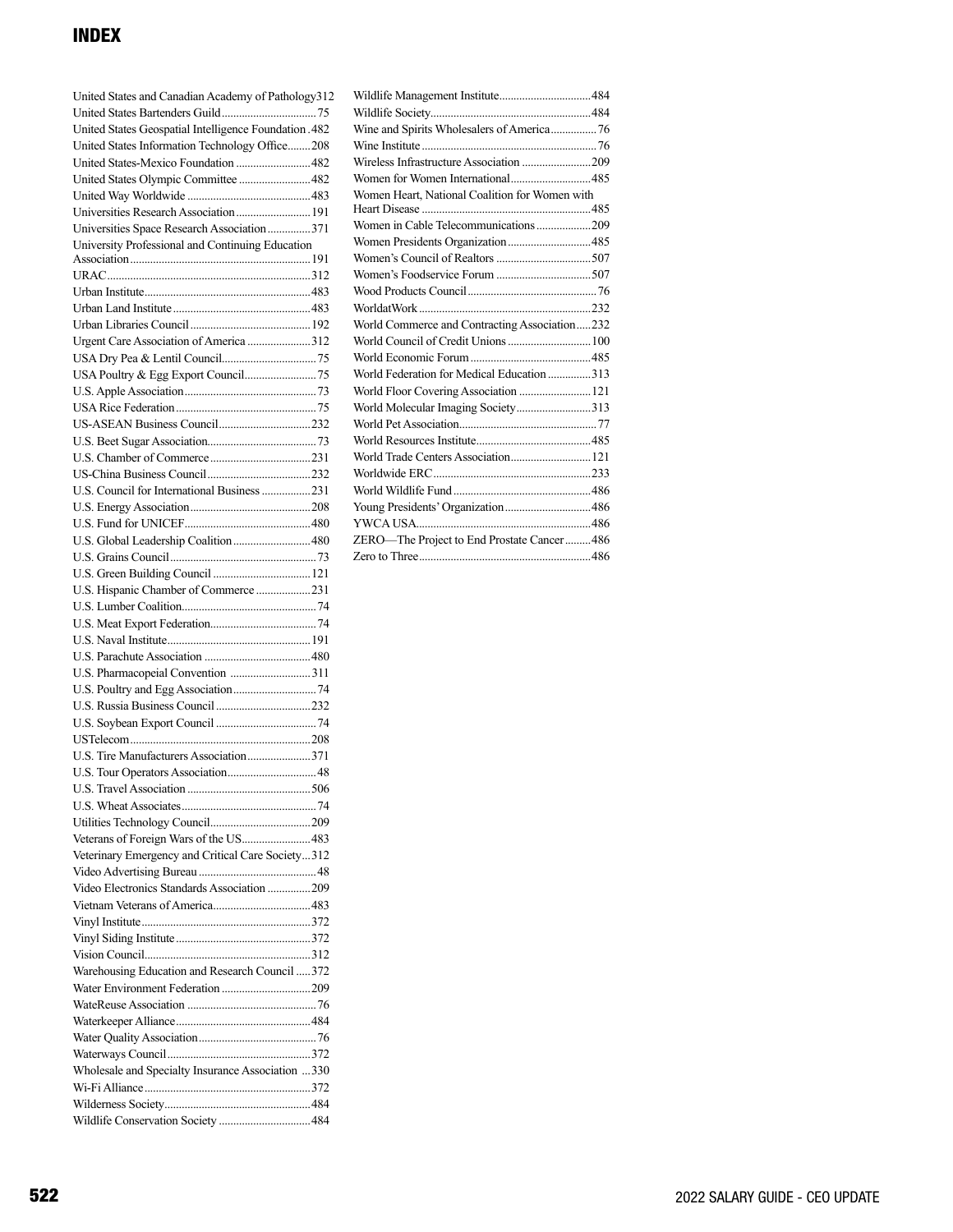# INDEX

United States and Canadian Academy of Pathology312
United States Bartenders Guild................................75
United States Geospatial Intelligence Foundation .482
United States Information Technology Office........208
United States-Mexico Foundation ..........................482
United States Olympic Committee .........................482
United Way Worldwide ...........................................483
Universities Research Association..........................191
Universities Space Research Association...............371
University Professional and Continuing Education Association..............................................................191
URAC......................................................................312
Urban Institute.........................................................483
Urban Land Institute ...............................................483
Urban Libraries Council ..........................................192
Urgent Care Association of America ......................312
USA Dry Pea & Lentil Council................................75
USA Poultry & Egg Export Council.........................75
U.S. Apple Association.............................................73
USA Rice Federation ................................................75
US-ASEAN Business Council................................232
U.S. Beet Sugar Association.....................................73
U.S. Chamber of Commerce ..................................231
US-China Business Council ...................................232
U.S. Council for International Business .................231
U.S. Energy Association.........................................208
U.S. Fund for UNICEF...........................................480
U.S. Global Leadership Coalition ..........................480
U.S. Grains Council ..................................................73
U.S. Green Building Council .................................121
U.S. Hispanic Chamber of Commerce ...................231
U.S. Lumber Coalition..............................................74
U.S. Meat Export Federation....................................74
U.S. Naval Institute.................................................191
U.S. Parachute Association ....................................480
U.S. Pharmacopeial Convention ............................311
U.S. Poultry and Egg Association.............................74
U.S. Russia Business Council .................................232
U.S. Soybean Export Council ..................................74
USTelecom..............................................................208
U.S. Tire Manufacturers Association......................371
U.S. Tour Operators Association..............................48
U.S. Travel Association ..........................................506
U.S. Wheat Associates ..............................................74
Utilities Technology Council...................................209
Veterans of Foreign Wars of the US.......................483
Veterinary Emergency and Critical Care Society...312
Video Advertising Bureau .........................................48
Video Electronics Standards Association ...............209
Vietnam Veterans of America.................................483
Vinyl Institute..........................................................372
Vinyl Siding Institute ..............................................372
Vision Council.........................................................312
Warehousing Education and Research Council .....372
Water Environment Federation ...............................209
WateReuse Association ............................................76
Waterkeeper Alliance..............................................484
Water Quality Association.........................................76
Waterways Council .................................................372
Wholesale and Specialty Insurance Association ...330
Wi-Fi Alliance .........................................................372
Wilderness Society..................................................484
Wildlife Conservation Society ...............................484
Wildlife Management Institute................................484
Wildlife Society.......................................................484
Wine and Spirits Wholesalers of America................76
Wine Institute ............................................................76
Wireless Infrastructure Association ........................209
Women for Women International............................485
Women Heart, National Coalition for Women with Heart Disease ..........................................................485
Women in Cable Telecommunications...................209
Women Presidents Organization .............................485
Women's Council of Realtors .................................507
Women's Foodservice Forum .................................507
Wood Products Council .............................................76
WorldatWork ...........................................................232
World Commerce and Contracting Association.....232
World Council of Credit Unions .............................100
World Economic Forum ..........................................485
World Federation for Medical Education ...............313
World Floor Covering Association .........................121
World Molecular Imaging Society..........................313
World Pet Association...............................................77
World Resources Institute........................................485
World Trade Centers Association............................121
Worldwide ERC......................................................233
World Wildlife Fund ...............................................486
Young Presidents' Organization..............................486
YWCA USA............................................................486
ZERO—The Project to End Prostate Cancer .........486
Zero to Three...........................................................486